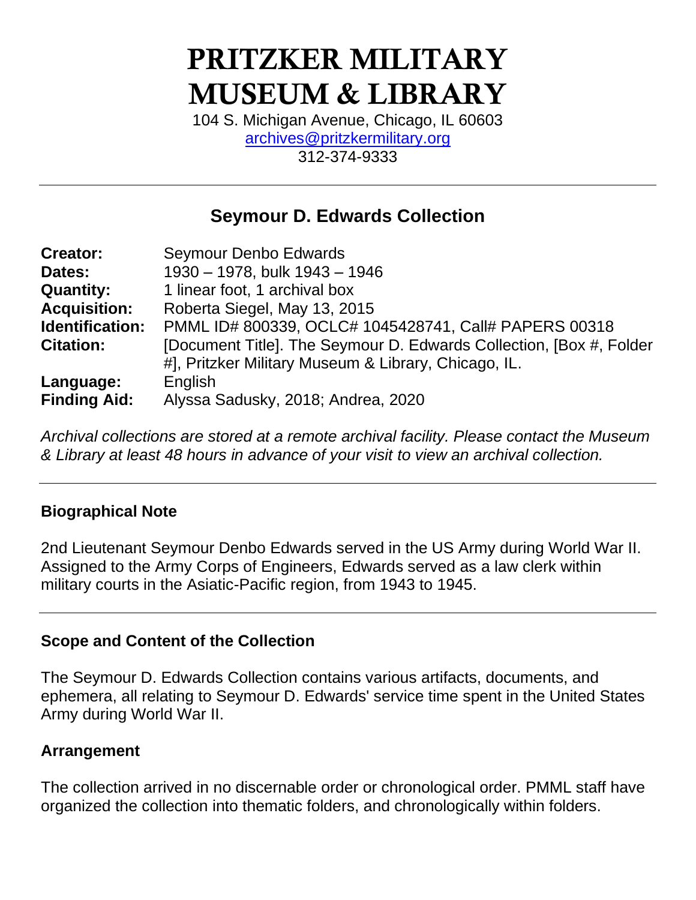# PRITZKER MILITARY MUSEUM & LIBRARY

104 S. Michigan Avenue, Chicago, IL 60603
archives@pritzkermilitary.org
312-374-9333

---

## Seymour D. Edwards Collection

| | |
|---|---|
| **Creator:** | Seymour Denbo Edwards |
| **Dates:** | 1930 – 1978, bulk 1943 – 1946 |
| **Quantity:** | 1 linear foot, 1 archival box |
| **Acquisition:** | Roberta Siegel, May 13, 2015 |
| **Identification:** | PMML ID# 800339, OCLC# 1045428741, Call# PAPERS 00318 |
| **Citation:** | [Document Title]. The Seymour D. Edwards Collection, [Box #, Folder #], Pritzker Military Museum & Library, Chicago, IL. |
| **Language:** | English |
| **Finding Aid:** | Alyssa Sadusky, 2018; Andrea, 2020 |

*Archival collections are stored at a remote archival facility. Please contact the Museum & Library at least 48 hours in advance of your visit to view an archival collection.*

---

### Biographical Note

2nd Lieutenant Seymour Denbo Edwards served in the US Army during World War II. Assigned to the Army Corps of Engineers, Edwards served as a law clerk within military courts in the Asiatic-Pacific region, from 1943 to 1945.

---

### Scope and Content of the Collection

The Seymour D. Edwards Collection contains various artifacts, documents, and ephemera, all relating to Seymour D. Edwards' service time spent in the United States Army during World War II.

### Arrangement

The collection arrived in no discernable order or chronological order. PMML staff have organized the collection into thematic folders, and chronologically within folders.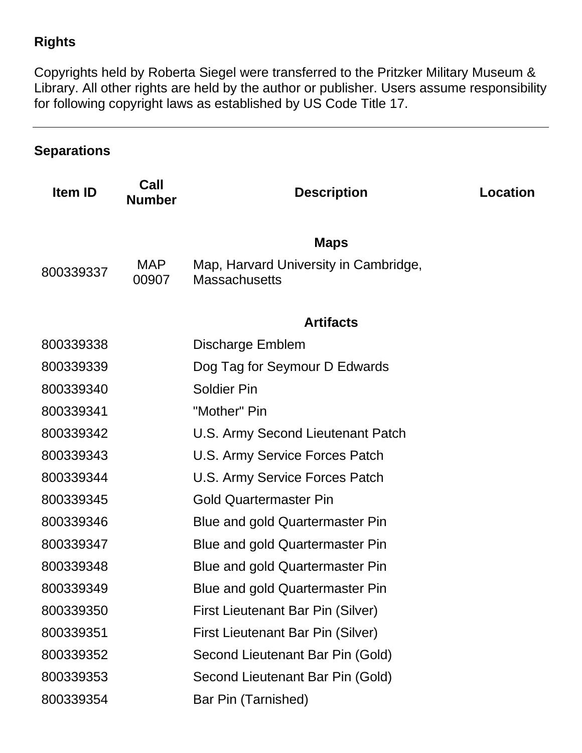**Rights**

Copyrights held by Roberta Siegel were transferred to the Pritzker Military Museum & Library. All other rights are held by the author or publisher. Users assume responsibility for following copyright laws as established by US Code Title 17.

---

**Separations**

| Item ID | Call Number | Description | Location |
|---|---|---|---|
| | | **Maps** | |
| 800339337 | MAP 00907 | Map, Harvard University in Cambridge, Massachusetts | |
| | | **Artifacts** | |
| 800339338 | | Discharge Emblem | |
| 800339339 | | Dog Tag for Seymour D Edwards | |
| 800339340 | | Soldier Pin | |
| 800339341 | | "Mother" Pin | |
| 800339342 | | U.S. Army Second Lieutenant Patch | |
| 800339343 | | U.S. Army Service Forces Patch | |
| 800339344 | | U.S. Army Service Forces Patch | |
| 800339345 | | Gold Quartermaster Pin | |
| 800339346 | | Blue and gold Quartermaster Pin | |
| 800339347 | | Blue and gold Quartermaster Pin | |
| 800339348 | | Blue and gold Quartermaster Pin | |
| 800339349 | | Blue and gold Quartermaster Pin | |
| 800339350 | | First Lieutenant Bar Pin (Silver) | |
| 800339351 | | First Lieutenant Bar Pin (Silver) | |
| 800339352 | | Second Lieutenant Bar Pin (Gold) | |
| 800339353 | | Second Lieutenant Bar Pin (Gold) | |
| 800339354 | | Bar Pin (Tarnished) | |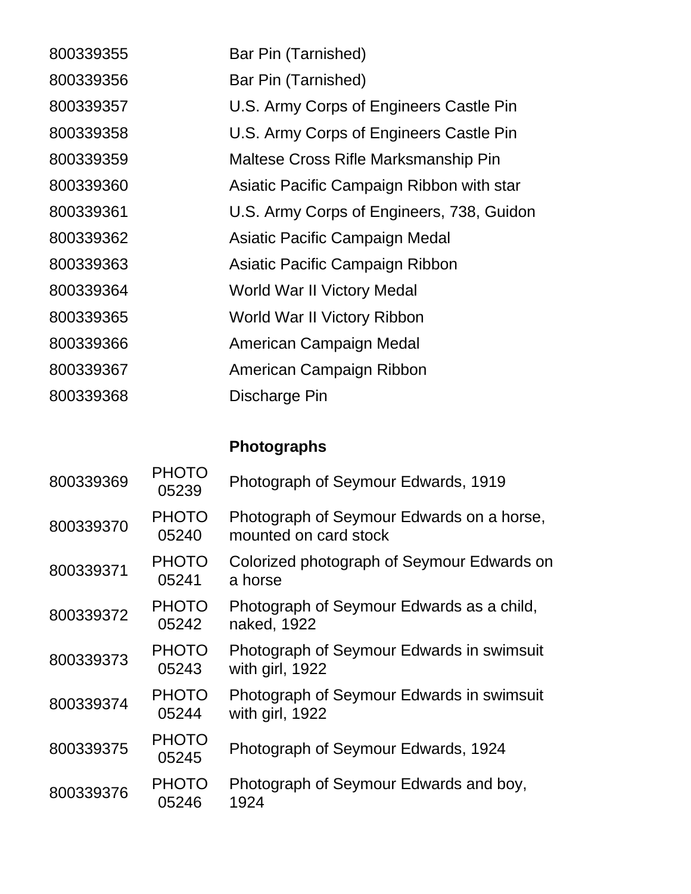| | | |
|---|---|---|
| 800339355 | | Bar Pin (Tarnished) |
| 800339356 | | Bar Pin (Tarnished) |
| 800339357 | | U.S. Army Corps of Engineers Castle Pin |
| 800339358 | | U.S. Army Corps of Engineers Castle Pin |
| 800339359 | | Maltese Cross Rifle Marksmanship Pin |
| 800339360 | | Asiatic Pacific Campaign Ribbon with star |
| 800339361 | | U.S. Army Corps of Engineers, 738, Guidon |
| 800339362 | | Asiatic Pacific Campaign Medal |
| 800339363 | | Asiatic Pacific Campaign Ribbon |
| 800339364 | | World War II Victory Medal |
| 800339365 | | World War II Victory Ribbon |
| 800339366 | | American Campaign Medal |
| 800339367 | | American Campaign Ribbon |
| 800339368 | | Discharge Pin |

**Photographs**

| | | |
|---|---|---|
| 800339369 | PHOTO 05239 | Photograph of Seymour Edwards, 1919 |
| 800339370 | PHOTO 05240 | Photograph of Seymour Edwards on a horse, mounted on card stock |
| 800339371 | PHOTO 05241 | Colorized photograph of Seymour Edwards on a horse |
| 800339372 | PHOTO 05242 | Photograph of Seymour Edwards as a child, naked, 1922 |
| 800339373 | PHOTO 05243 | Photograph of Seymour Edwards in swimsuit with girl, 1922 |
| 800339374 | PHOTO 05244 | Photograph of Seymour Edwards in swimsuit with girl, 1922 |
| 800339375 | PHOTO 05245 | Photograph of Seymour Edwards, 1924 |
| 800339376 | PHOTO 05246 | Photograph of Seymour Edwards and boy, 1924 |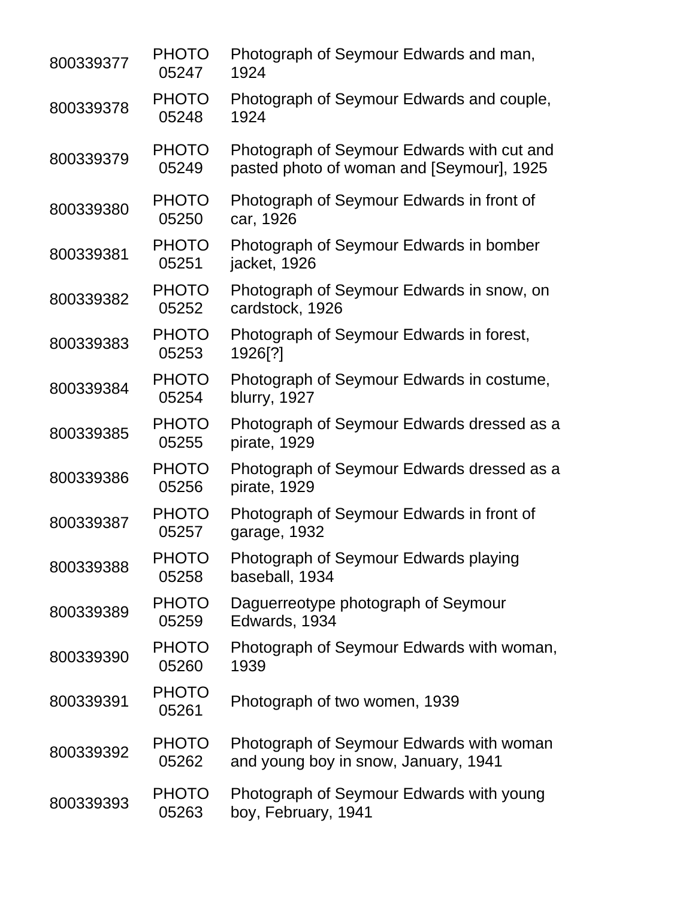| | | |
|---|---|---|
| 800339377 | PHOTO 05247 | Photograph of Seymour Edwards and man, 1924 |
| 800339378 | PHOTO 05248 | Photograph of Seymour Edwards and couple, 1924 |
| 800339379 | PHOTO 05249 | Photograph of Seymour Edwards with cut and pasted photo of woman and [Seymour], 1925 |
| 800339380 | PHOTO 05250 | Photograph of Seymour Edwards in front of car, 1926 |
| 800339381 | PHOTO 05251 | Photograph of Seymour Edwards in bomber jacket, 1926 |
| 800339382 | PHOTO 05252 | Photograph of Seymour Edwards in snow, on cardstock, 1926 |
| 800339383 | PHOTO 05253 | Photograph of Seymour Edwards in forest, 1926[?] |
| 800339384 | PHOTO 05254 | Photograph of Seymour Edwards in costume, blurry, 1927 |
| 800339385 | PHOTO 05255 | Photograph of Seymour Edwards dressed as a pirate, 1929 |
| 800339386 | PHOTO 05256 | Photograph of Seymour Edwards dressed as a pirate, 1929 |
| 800339387 | PHOTO 05257 | Photograph of Seymour Edwards in front of garage, 1932 |
| 800339388 | PHOTO 05258 | Photograph of Seymour Edwards playing baseball, 1934 |
| 800339389 | PHOTO 05259 | Daguerreotype photograph of Seymour Edwards, 1934 |
| 800339390 | PHOTO 05260 | Photograph of Seymour Edwards with woman, 1939 |
| 800339391 | PHOTO 05261 | Photograph of two women, 1939 |
| 800339392 | PHOTO 05262 | Photograph of Seymour Edwards with woman and young boy in snow, January, 1941 |
| 800339393 | PHOTO 05263 | Photograph of Seymour Edwards with young boy, February, 1941 |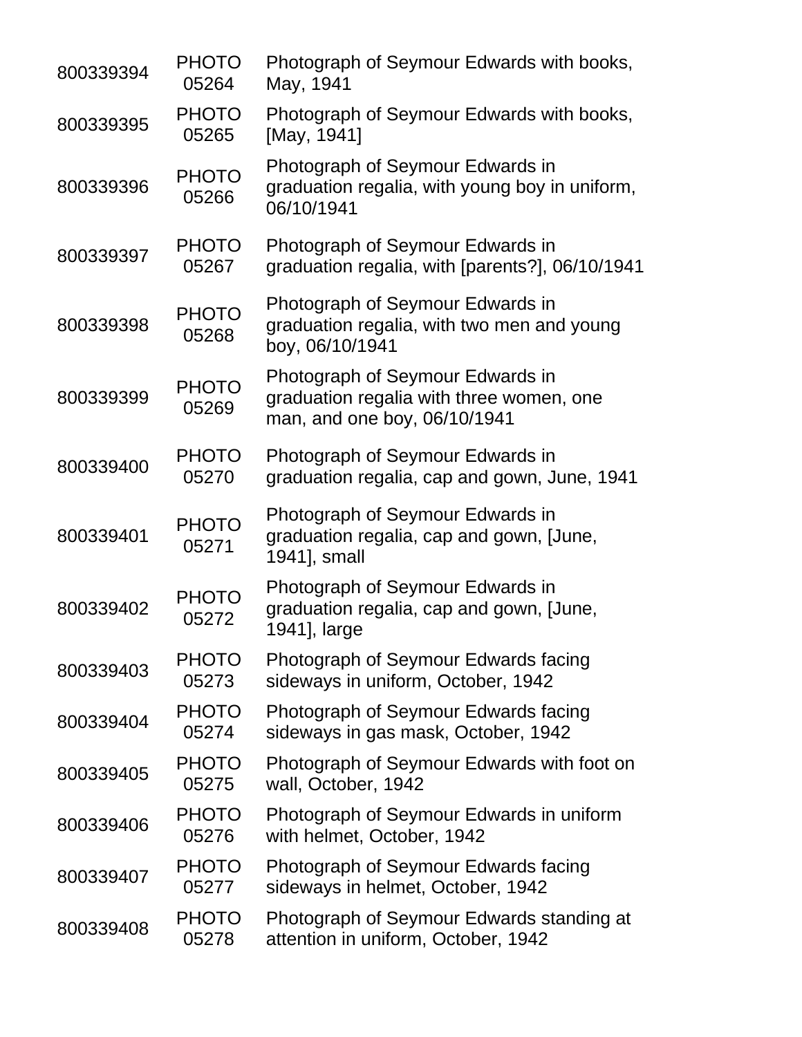| | | |
|---|---|---|
| 800339394 | PHOTO 05264 | Photograph of Seymour Edwards with books, May, 1941 |
| 800339395 | PHOTO 05265 | Photograph of Seymour Edwards with books, [May, 1941] |
| 800339396 | PHOTO 05266 | Photograph of Seymour Edwards in graduation regalia, with young boy in uniform, 06/10/1941 |
| 800339397 | PHOTO 05267 | Photograph of Seymour Edwards in graduation regalia, with [parents?], 06/10/1941 |
| 800339398 | PHOTO 05268 | Photograph of Seymour Edwards in graduation regalia, with two men and young boy, 06/10/1941 |
| 800339399 | PHOTO 05269 | Photograph of Seymour Edwards in graduation regalia with three women, one man, and one boy, 06/10/1941 |
| 800339400 | PHOTO 05270 | Photograph of Seymour Edwards in graduation regalia, cap and gown, June, 1941 |
| 800339401 | PHOTO 05271 | Photograph of Seymour Edwards in graduation regalia, cap and gown, [June, 1941], small |
| 800339402 | PHOTO 05272 | Photograph of Seymour Edwards in graduation regalia, cap and gown, [June, 1941], large |
| 800339403 | PHOTO 05273 | Photograph of Seymour Edwards facing sideways in uniform, October, 1942 |
| 800339404 | PHOTO 05274 | Photograph of Seymour Edwards facing sideways in gas mask, October, 1942 |
| 800339405 | PHOTO 05275 | Photograph of Seymour Edwards with foot on wall, October, 1942 |
| 800339406 | PHOTO 05276 | Photograph of Seymour Edwards in uniform with helmet, October, 1942 |
| 800339407 | PHOTO 05277 | Photograph of Seymour Edwards facing sideways in helmet, October, 1942 |
| 800339408 | PHOTO 05278 | Photograph of Seymour Edwards standing at attention in uniform, October, 1942 |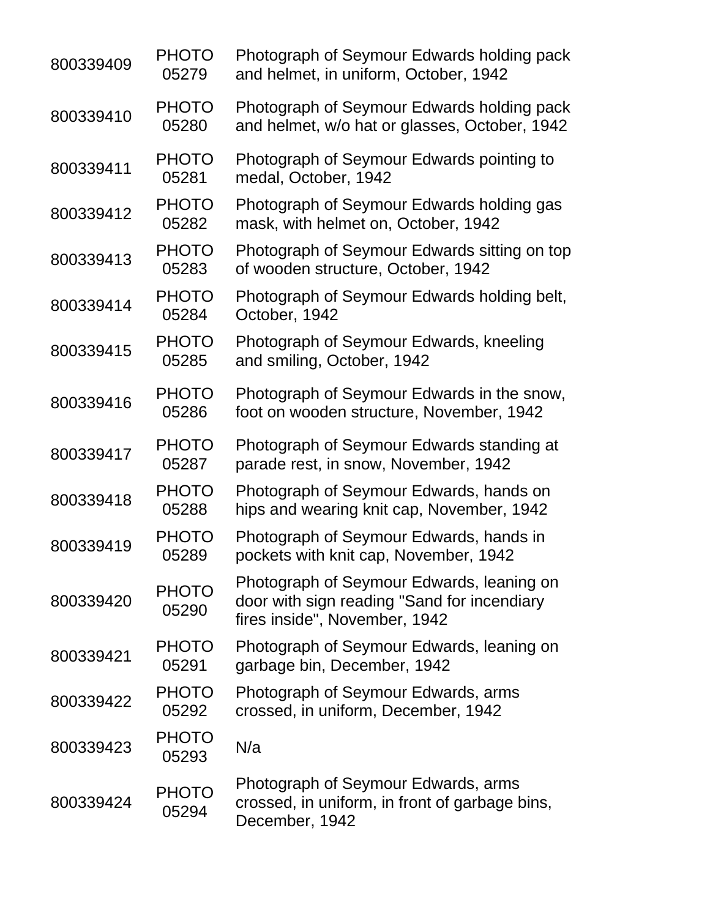| | | |
|---|---|---|
| 800339409 | PHOTO 05279 | Photograph of Seymour Edwards holding pack and helmet, in uniform, October, 1942 |
| 800339410 | PHOTO 05280 | Photograph of Seymour Edwards holding pack and helmet, w/o hat or glasses, October, 1942 |
| 800339411 | PHOTO 05281 | Photograph of Seymour Edwards pointing to medal, October, 1942 |
| 800339412 | PHOTO 05282 | Photograph of Seymour Edwards holding gas mask, with helmet on, October, 1942 |
| 800339413 | PHOTO 05283 | Photograph of Seymour Edwards sitting on top of wooden structure, October, 1942 |
| 800339414 | PHOTO 05284 | Photograph of Seymour Edwards holding belt, October, 1942 |
| 800339415 | PHOTO 05285 | Photograph of Seymour Edwards, kneeling and smiling, October, 1942 |
| 800339416 | PHOTO 05286 | Photograph of Seymour Edwards in the snow, foot on wooden structure, November, 1942 |
| 800339417 | PHOTO 05287 | Photograph of Seymour Edwards standing at parade rest, in snow, November, 1942 |
| 800339418 | PHOTO 05288 | Photograph of Seymour Edwards, hands on hips and wearing knit cap, November, 1942 |
| 800339419 | PHOTO 05289 | Photograph of Seymour Edwards, hands in pockets with knit cap, November, 1942 |
| 800339420 | PHOTO 05290 | Photograph of Seymour Edwards, leaning on door with sign reading "Sand for incendiary fires inside", November, 1942 |
| 800339421 | PHOTO 05291 | Photograph of Seymour Edwards, leaning on garbage bin, December, 1942 |
| 800339422 | PHOTO 05292 | Photograph of Seymour Edwards, arms crossed, in uniform, December, 1942 |
| 800339423 | PHOTO 05293 | N/a |
| 800339424 | PHOTO 05294 | Photograph of Seymour Edwards, arms crossed, in uniform, in front of garbage bins, December, 1942 |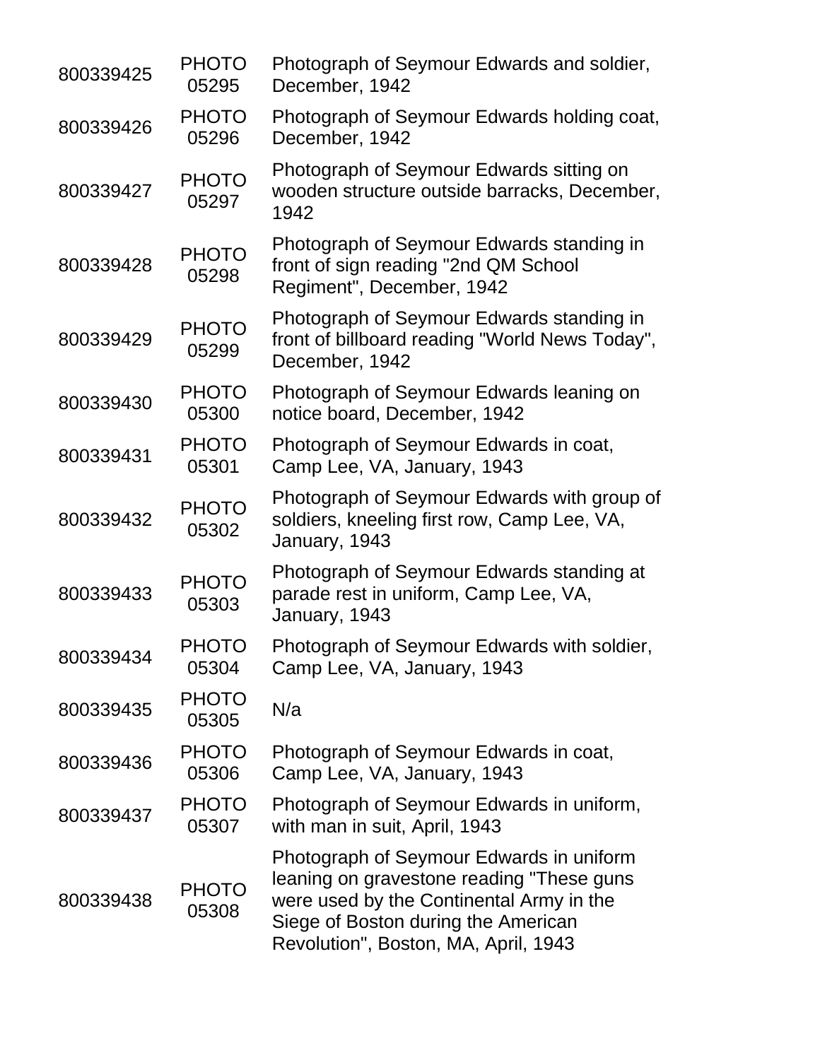| | | |
|---|---|---|
| 800339425 | PHOTO 05295 | Photograph of Seymour Edwards and soldier, December, 1942 |
| 800339426 | PHOTO 05296 | Photograph of Seymour Edwards holding coat, December, 1942 |
| 800339427 | PHOTO 05297 | Photograph of Seymour Edwards sitting on wooden structure outside barracks, December, 1942 |
| 800339428 | PHOTO 05298 | Photograph of Seymour Edwards standing in front of sign reading "2nd QM School Regiment", December, 1942 |
| 800339429 | PHOTO 05299 | Photograph of Seymour Edwards standing in front of billboard reading "World News Today", December, 1942 |
| 800339430 | PHOTO 05300 | Photograph of Seymour Edwards leaning on notice board, December, 1942 |
| 800339431 | PHOTO 05301 | Photograph of Seymour Edwards in coat, Camp Lee, VA, January, 1943 |
| 800339432 | PHOTO 05302 | Photograph of Seymour Edwards with group of soldiers, kneeling first row, Camp Lee, VA, January, 1943 |
| 800339433 | PHOTO 05303 | Photograph of Seymour Edwards standing at parade rest in uniform, Camp Lee, VA, January, 1943 |
| 800339434 | PHOTO 05304 | Photograph of Seymour Edwards with soldier, Camp Lee, VA, January, 1943 |
| 800339435 | PHOTO 05305 | N/a |
| 800339436 | PHOTO 05306 | Photograph of Seymour Edwards in coat, Camp Lee, VA, January, 1943 |
| 800339437 | PHOTO 05307 | Photograph of Seymour Edwards in uniform, with man in suit, April, 1943 |
| 800339438 | PHOTO 05308 | Photograph of Seymour Edwards in uniform leaning on gravestone reading "These guns were used by the Continental Army in the Siege of Boston during the American Revolution", Boston, MA, April, 1943 |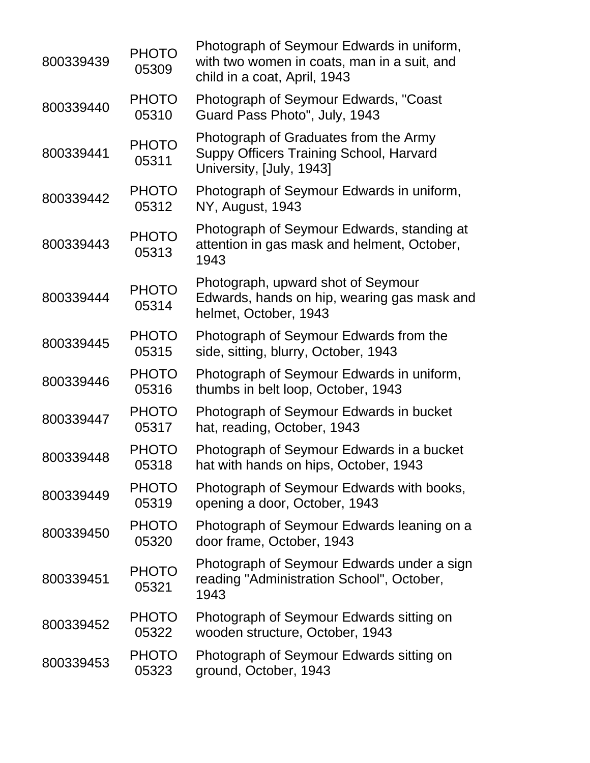| | | |
|---|---|---|
| 800339439 | PHOTO 05309 | Photograph of Seymour Edwards in uniform, with two women in coats, man in a suit, and child in a coat, April, 1943 |
| 800339440 | PHOTO 05310 | Photograph of Seymour Edwards, "Coast Guard Pass Photo", July, 1943 |
| 800339441 | PHOTO 05311 | Photograph of Graduates from the Army Suppy Officers Training School, Harvard University, [July, 1943] |
| 800339442 | PHOTO 05312 | Photograph of Seymour Edwards in uniform, NY, August, 1943 |
| 800339443 | PHOTO 05313 | Photograph of Seymour Edwards, standing at attention in gas mask and helment, October, 1943 |
| 800339444 | PHOTO 05314 | Photograph, upward shot of Seymour Edwards, hands on hip, wearing gas mask and helmet, October, 1943 |
| 800339445 | PHOTO 05315 | Photograph of Seymour Edwards from the side, sitting, blurry, October, 1943 |
| 800339446 | PHOTO 05316 | Photograph of Seymour Edwards in uniform, thumbs in belt loop, October, 1943 |
| 800339447 | PHOTO 05317 | Photograph of Seymour Edwards in bucket hat, reading, October, 1943 |
| 800339448 | PHOTO 05318 | Photograph of Seymour Edwards in a bucket hat with hands on hips, October, 1943 |
| 800339449 | PHOTO 05319 | Photograph of Seymour Edwards with books, opening a door, October, 1943 |
| 800339450 | PHOTO 05320 | Photograph of Seymour Edwards leaning on a door frame, October, 1943 |
| 800339451 | PHOTO 05321 | Photograph of Seymour Edwards under a sign reading "Administration School", October, 1943 |
| 800339452 | PHOTO 05322 | Photograph of Seymour Edwards sitting on wooden structure, October, 1943 |
| 800339453 | PHOTO 05323 | Photograph of Seymour Edwards sitting on ground, October, 1943 |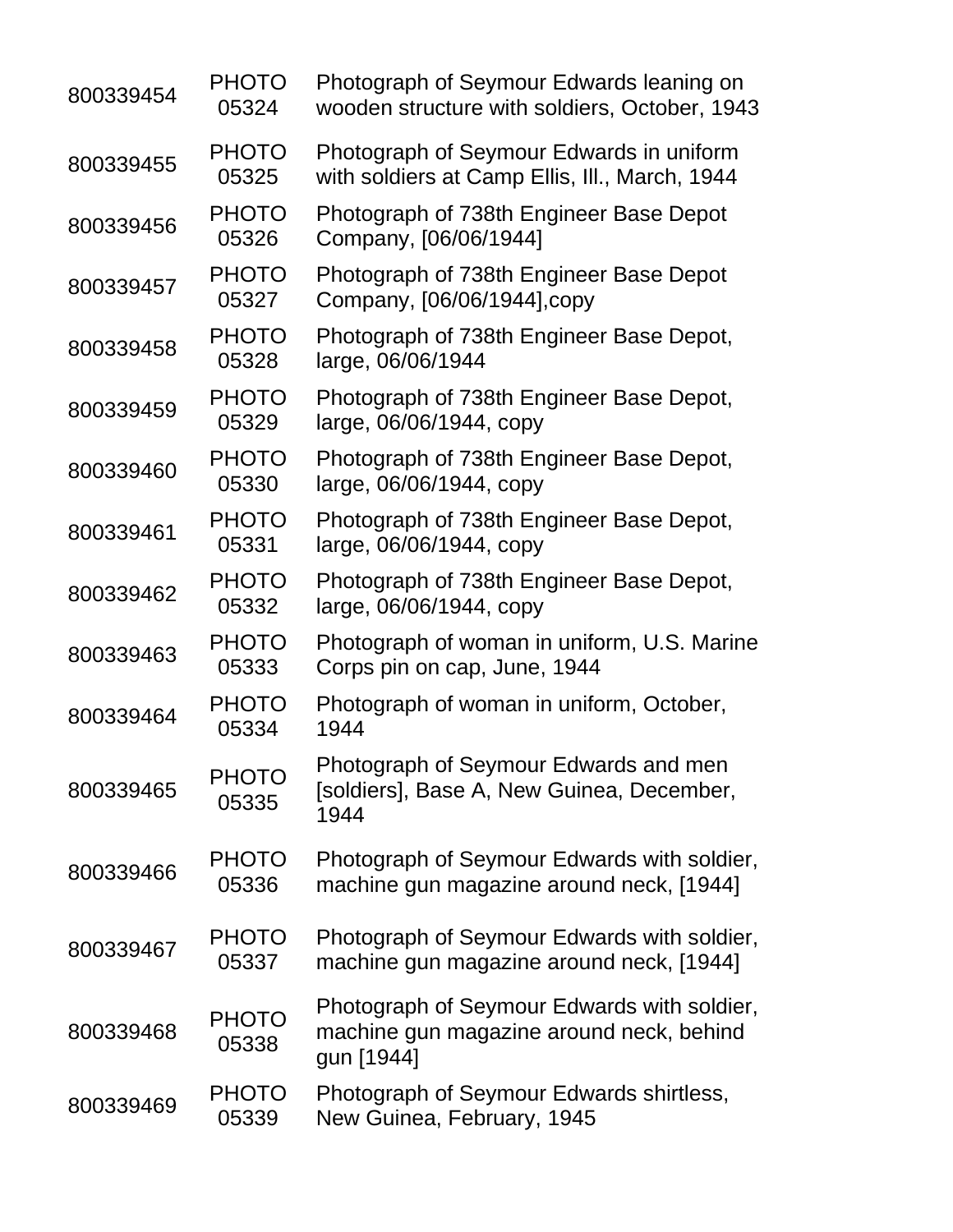| | | |
|---|---|---|
| 800339454 | PHOTO 05324 | Photograph of Seymour Edwards leaning on wooden structure with soldiers, October, 1943 |
| 800339455 | PHOTO 05325 | Photograph of Seymour Edwards in uniform with soldiers at Camp Ellis, Ill., March, 1944 |
| 800339456 | PHOTO 05326 | Photograph of 738th Engineer Base Depot Company, [06/06/1944] |
| 800339457 | PHOTO 05327 | Photograph of 738th Engineer Base Depot Company, [06/06/1944],copy |
| 800339458 | PHOTO 05328 | Photograph of 738th Engineer Base Depot, large, 06/06/1944 |
| 800339459 | PHOTO 05329 | Photograph of 738th Engineer Base Depot, large, 06/06/1944, copy |
| 800339460 | PHOTO 05330 | Photograph of 738th Engineer Base Depot, large, 06/06/1944, copy |
| 800339461 | PHOTO 05331 | Photograph of 738th Engineer Base Depot, large, 06/06/1944, copy |
| 800339462 | PHOTO 05332 | Photograph of 738th Engineer Base Depot, large, 06/06/1944, copy |
| 800339463 | PHOTO 05333 | Photograph of woman in uniform, U.S. Marine Corps pin on cap, June, 1944 |
| 800339464 | PHOTO 05334 | Photograph of woman in uniform, October, 1944 |
| 800339465 | PHOTO 05335 | Photograph of Seymour Edwards and men [soldiers], Base A, New Guinea, December, 1944 |
| 800339466 | PHOTO 05336 | Photograph of Seymour Edwards with soldier, machine gun magazine around neck, [1944] |
| 800339467 | PHOTO 05337 | Photograph of Seymour Edwards with soldier, machine gun magazine around neck, [1944] |
| 800339468 | PHOTO 05338 | Photograph of Seymour Edwards with soldier, machine gun magazine around neck, behind gun [1944] |
| 800339469 | PHOTO 05339 | Photograph of Seymour Edwards shirtless, New Guinea, February, 1945 |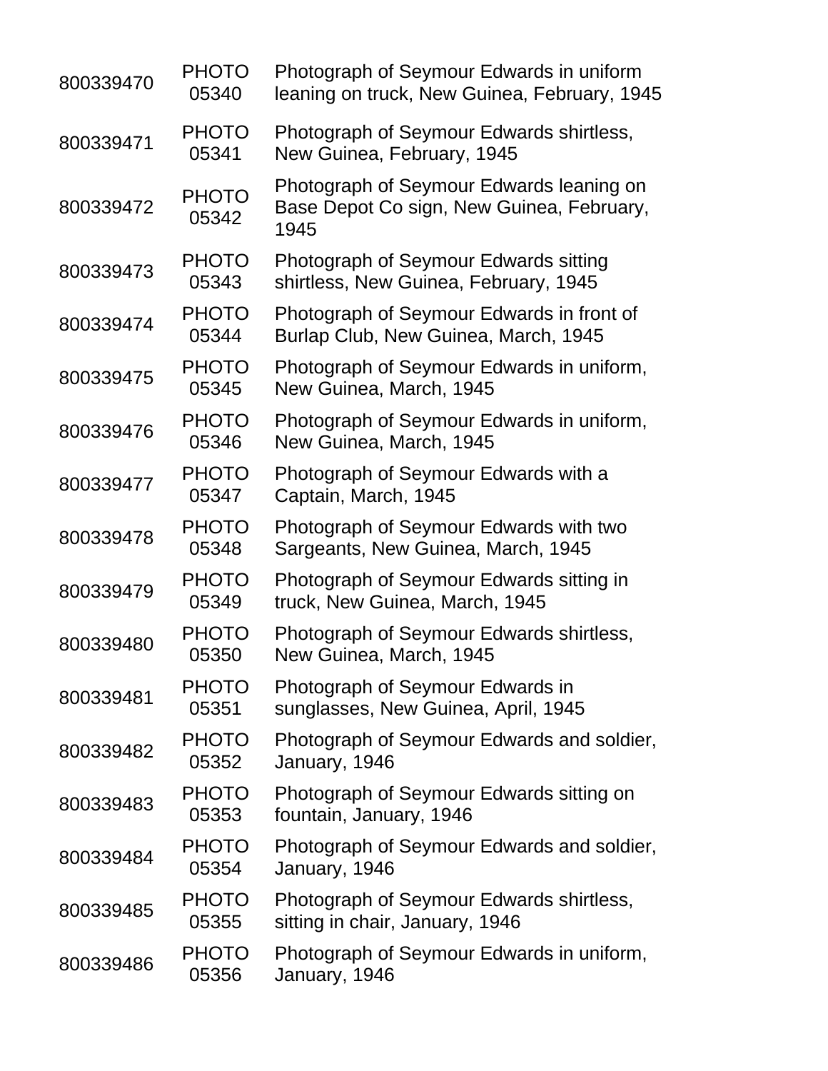| | | |
|---|---|---|
| 800339470 | PHOTO 05340 | Photograph of Seymour Edwards in uniform leaning on truck, New Guinea, February, 1945 |
| 800339471 | PHOTO 05341 | Photograph of Seymour Edwards shirtless, New Guinea, February, 1945 |
| 800339472 | PHOTO 05342 | Photograph of Seymour Edwards leaning on Base Depot Co sign, New Guinea, February, 1945 |
| 800339473 | PHOTO 05343 | Photograph of Seymour Edwards sitting shirtless, New Guinea, February, 1945 |
| 800339474 | PHOTO 05344 | Photograph of Seymour Edwards in front of Burlap Club, New Guinea, March, 1945 |
| 800339475 | PHOTO 05345 | Photograph of Seymour Edwards in uniform, New Guinea, March, 1945 |
| 800339476 | PHOTO 05346 | Photograph of Seymour Edwards in uniform, New Guinea, March, 1945 |
| 800339477 | PHOTO 05347 | Photograph of Seymour Edwards with a Captain, March, 1945 |
| 800339478 | PHOTO 05348 | Photograph of Seymour Edwards with two Sargeants, New Guinea, March, 1945 |
| 800339479 | PHOTO 05349 | Photograph of Seymour Edwards sitting in truck, New Guinea, March, 1945 |
| 800339480 | PHOTO 05350 | Photograph of Seymour Edwards shirtless, New Guinea, March, 1945 |
| 800339481 | PHOTO 05351 | Photograph of Seymour Edwards in sunglasses, New Guinea, April, 1945 |
| 800339482 | PHOTO 05352 | Photograph of Seymour Edwards and soldier, January, 1946 |
| 800339483 | PHOTO 05353 | Photograph of Seymour Edwards sitting on fountain, January, 1946 |
| 800339484 | PHOTO 05354 | Photograph of Seymour Edwards and soldier, January, 1946 |
| 800339485 | PHOTO 05355 | Photograph of Seymour Edwards shirtless, sitting in chair, January, 1946 |
| 800339486 | PHOTO 05356 | Photograph of Seymour Edwards in uniform, January, 1946 |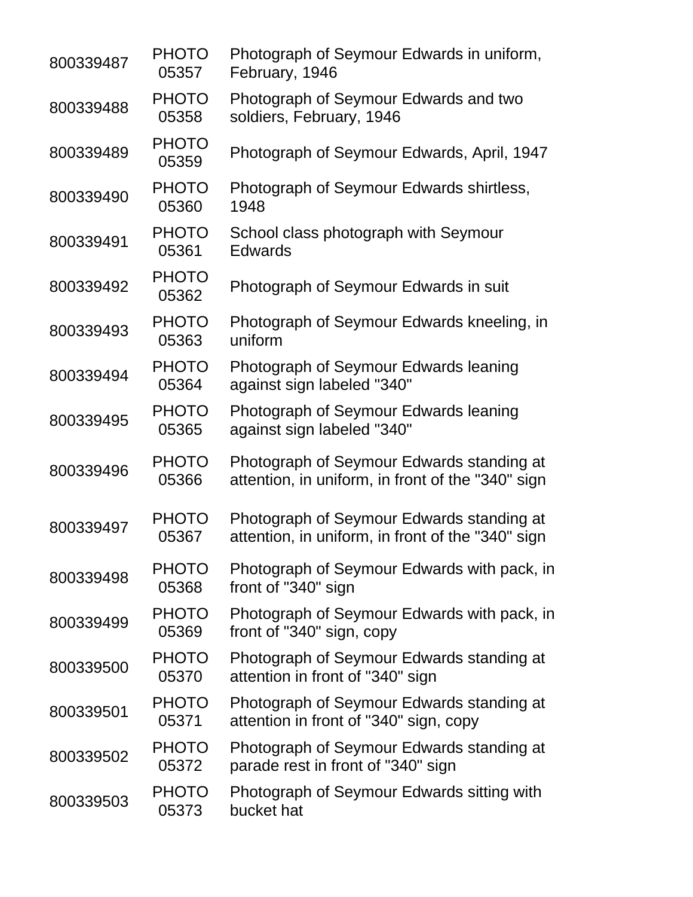| | | |
|---|---|---|
| 800339487 | PHOTO 05357 | Photograph of Seymour Edwards in uniform, February, 1946 |
| 800339488 | PHOTO 05358 | Photograph of Seymour Edwards and two soldiers, February, 1946 |
| 800339489 | PHOTO 05359 | Photograph of Seymour Edwards, April, 1947 |
| 800339490 | PHOTO 05360 | Photograph of Seymour Edwards shirtless, 1948 |
| 800339491 | PHOTO 05361 | School class photograph with Seymour Edwards |
| 800339492 | PHOTO 05362 | Photograph of Seymour Edwards in suit |
| 800339493 | PHOTO 05363 | Photograph of Seymour Edwards kneeling, in uniform |
| 800339494 | PHOTO 05364 | Photograph of Seymour Edwards leaning against sign labeled "340" |
| 800339495 | PHOTO 05365 | Photograph of Seymour Edwards leaning against sign labeled "340" |
| 800339496 | PHOTO 05366 | Photograph of Seymour Edwards standing at attention, in uniform, in front of the "340" sign |
| 800339497 | PHOTO 05367 | Photograph of Seymour Edwards standing at attention, in uniform, in front of the "340" sign |
| 800339498 | PHOTO 05368 | Photograph of Seymour Edwards with pack, in front of "340" sign |
| 800339499 | PHOTO 05369 | Photograph of Seymour Edwards with pack, in front of "340" sign, copy |
| 800339500 | PHOTO 05370 | Photograph of Seymour Edwards standing at attention in front of "340" sign |
| 800339501 | PHOTO 05371 | Photograph of Seymour Edwards standing at attention in front of "340" sign, copy |
| 800339502 | PHOTO 05372 | Photograph of Seymour Edwards standing at parade rest in front of "340" sign |
| 800339503 | PHOTO 05373 | Photograph of Seymour Edwards sitting with bucket hat |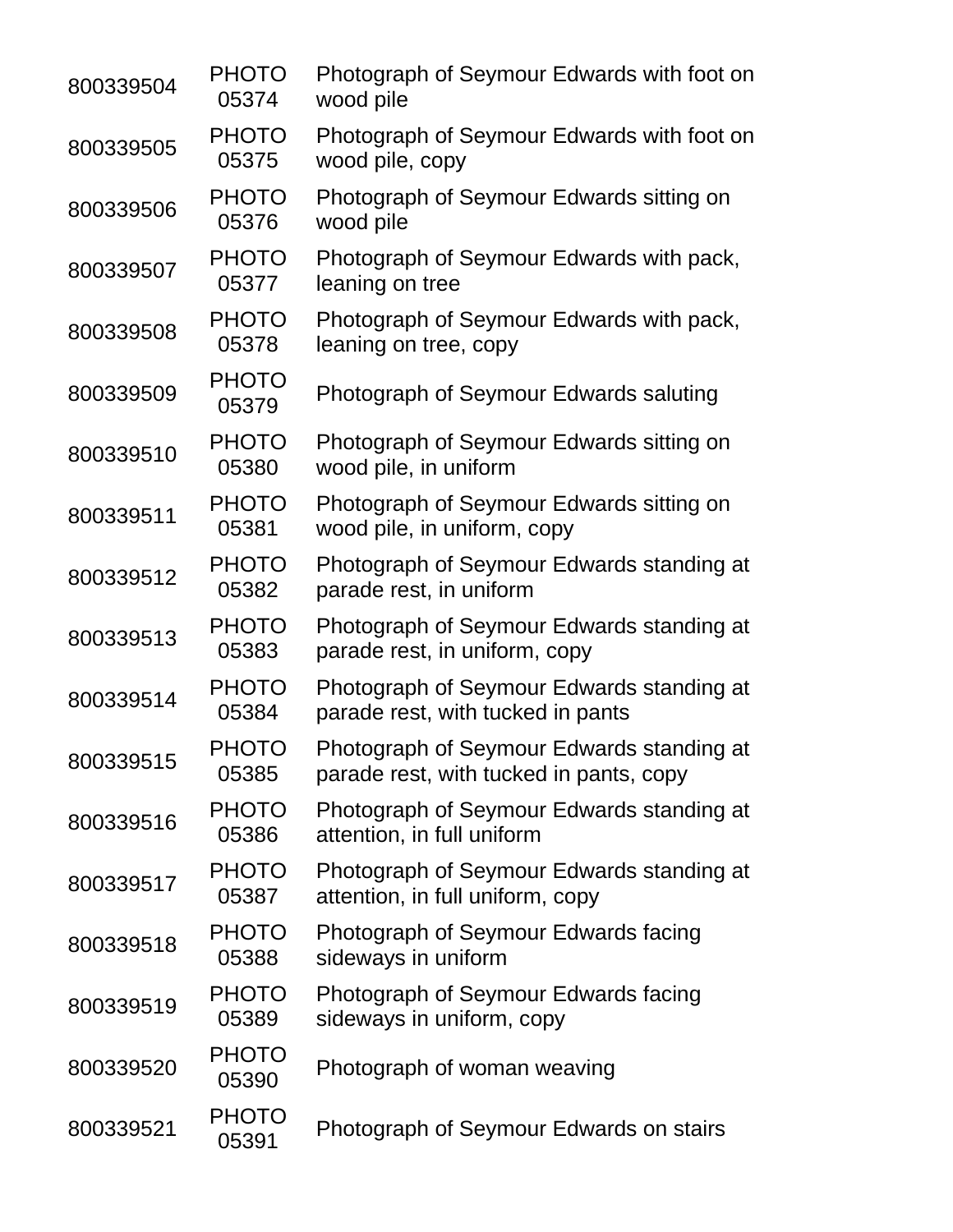| | | |
|---|---|---|
| 800339504 | PHOTO 05374 | Photograph of Seymour Edwards with foot on wood pile |
| 800339505 | PHOTO 05375 | Photograph of Seymour Edwards with foot on wood pile, copy |
| 800339506 | PHOTO 05376 | Photograph of Seymour Edwards sitting on wood pile |
| 800339507 | PHOTO 05377 | Photograph of Seymour Edwards with pack, leaning on tree |
| 800339508 | PHOTO 05378 | Photograph of Seymour Edwards with pack, leaning on tree, copy |
| 800339509 | PHOTO 05379 | Photograph of Seymour Edwards saluting |
| 800339510 | PHOTO 05380 | Photograph of Seymour Edwards sitting on wood pile, in uniform |
| 800339511 | PHOTO 05381 | Photograph of Seymour Edwards sitting on wood pile, in uniform, copy |
| 800339512 | PHOTO 05382 | Photograph of Seymour Edwards standing at parade rest, in uniform |
| 800339513 | PHOTO 05383 | Photograph of Seymour Edwards standing at parade rest, in uniform, copy |
| 800339514 | PHOTO 05384 | Photograph of Seymour Edwards standing at parade rest, with tucked in pants |
| 800339515 | PHOTO 05385 | Photograph of Seymour Edwards standing at parade rest, with tucked in pants, copy |
| 800339516 | PHOTO 05386 | Photograph of Seymour Edwards standing at attention, in full uniform |
| 800339517 | PHOTO 05387 | Photograph of Seymour Edwards standing at attention, in full uniform, copy |
| 800339518 | PHOTO 05388 | Photograph of Seymour Edwards facing sideways in uniform |
| 800339519 | PHOTO 05389 | Photograph of Seymour Edwards facing sideways in uniform, copy |
| 800339520 | PHOTO 05390 | Photograph of woman weaving |
| 800339521 | PHOTO 05391 | Photograph of Seymour Edwards on stairs |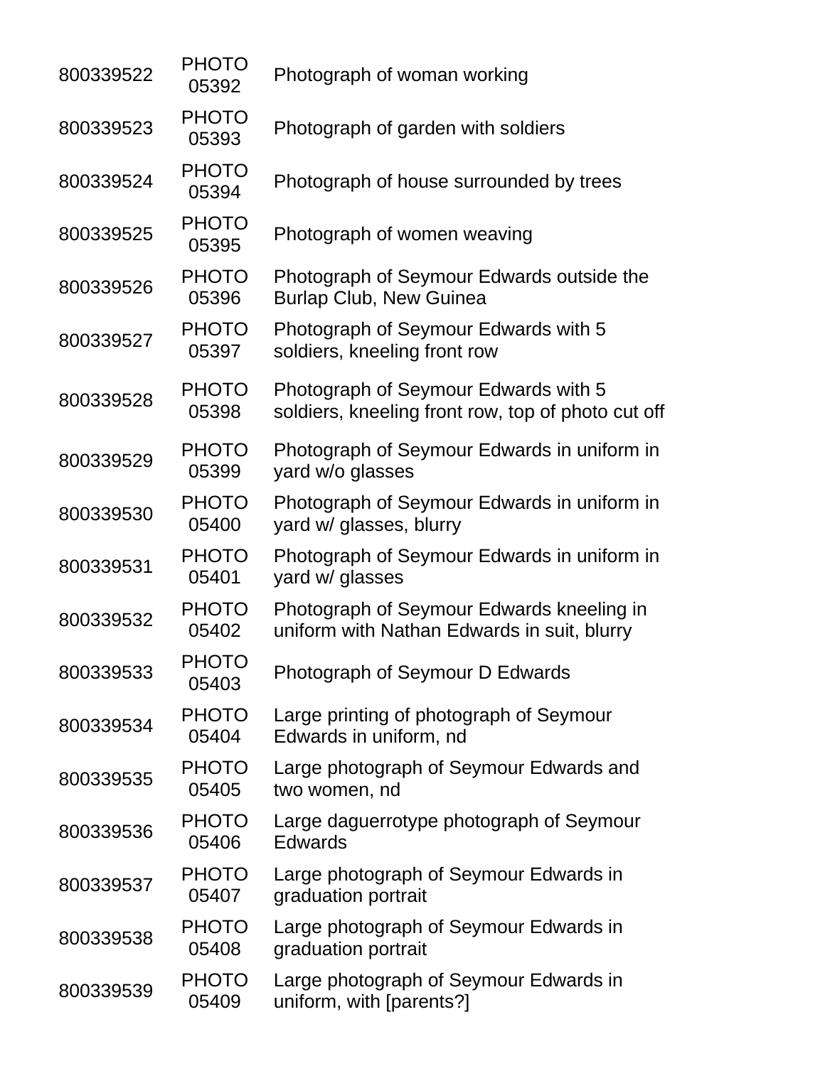| | | |
|---|---|---|
| 800339522 | PHOTO 05392 | Photograph of woman working |
| 800339523 | PHOTO 05393 | Photograph of garden with soldiers |
| 800339524 | PHOTO 05394 | Photograph of house surrounded by trees |
| 800339525 | PHOTO 05395 | Photograph of women weaving |
| 800339526 | PHOTO 05396 | Photograph of Seymour Edwards outside the Burlap Club, New Guinea |
| 800339527 | PHOTO 05397 | Photograph of Seymour Edwards with 5 soldiers, kneeling front row |
| 800339528 | PHOTO 05398 | Photograph of Seymour Edwards with 5 soldiers, kneeling front row, top of photo cut off |
| 800339529 | PHOTO 05399 | Photograph of Seymour Edwards in uniform in yard w/o glasses |
| 800339530 | PHOTO 05400 | Photograph of Seymour Edwards in uniform in yard w/ glasses, blurry |
| 800339531 | PHOTO 05401 | Photograph of Seymour Edwards in uniform in yard w/ glasses |
| 800339532 | PHOTO 05402 | Photograph of Seymour Edwards kneeling in uniform with Nathan Edwards in suit, blurry |
| 800339533 | PHOTO 05403 | Photograph of Seymour D Edwards |
| 800339534 | PHOTO 05404 | Large printing of photograph of Seymour Edwards in uniform, nd |
| 800339535 | PHOTO 05405 | Large photograph of Seymour Edwards and two women, nd |
| 800339536 | PHOTO 05406 | Large daguerrotype photograph of Seymour Edwards |
| 800339537 | PHOTO 05407 | Large photograph of Seymour Edwards in graduation portrait |
| 800339538 | PHOTO 05408 | Large photograph of Seymour Edwards in graduation portrait |
| 800339539 | PHOTO 05409 | Large photograph of Seymour Edwards in uniform, with [parents?] |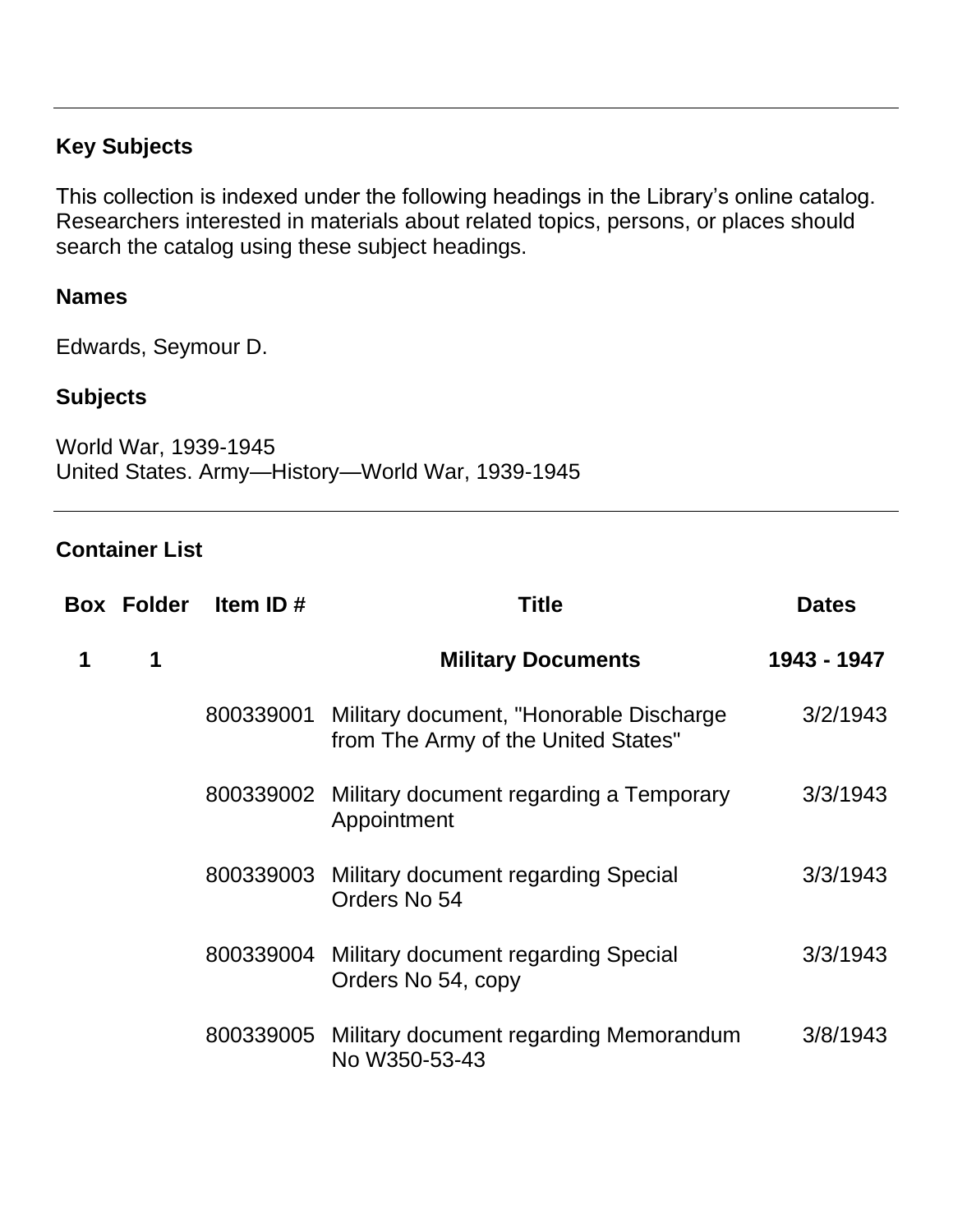## Key Subjects

This collection is indexed under the following headings in the Library's online catalog. Researchers interested in materials about related topics, persons, or places should search the catalog using these subject headings.

### Names

Edwards, Seymour D.

### Subjects

World War, 1939-1945
United States. Army—History—World War, 1939-1945

## Container List

| Box | Folder | Item ID # | Title | Dates |
|---|---|---|---|---|
| **1** | **1** | | **Military Documents** | **1943 - 1947** |
| | | 800339001 | Military document, "Honorable Discharge from The Army of the United States" | 3/2/1943 |
| | | 800339002 | Military document regarding a Temporary Appointment | 3/3/1943 |
| | | 800339003 | Military document regarding Special Orders No 54 | 3/3/1943 |
| | | 800339004 | Military document regarding Special Orders No 54, copy | 3/3/1943 |
| | | 800339005 | Military document regarding Memorandum No W350-53-43 | 3/8/1943 |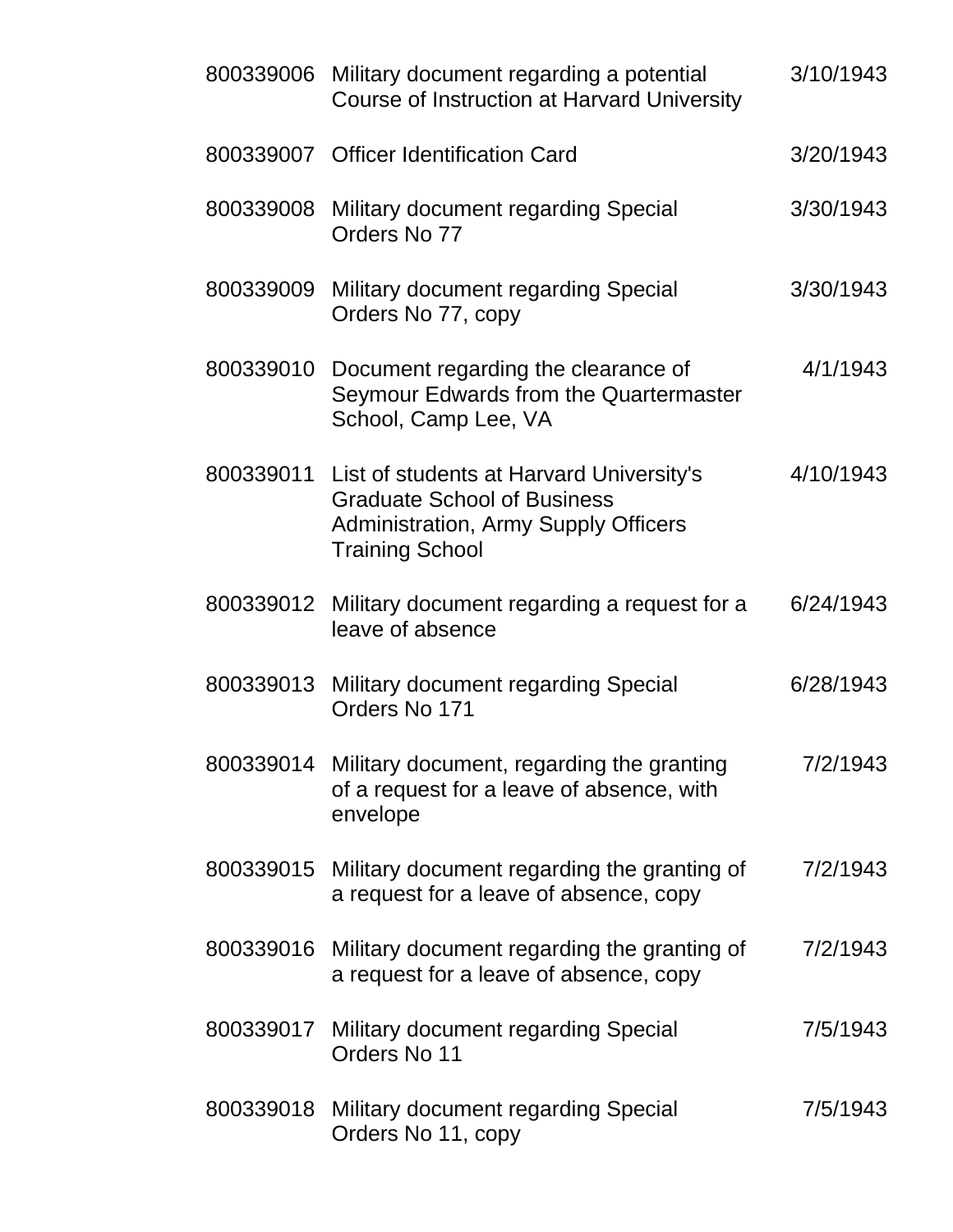| | | |
|---|---|---|
| 800339006 | Military document regarding a potential Course of Instruction at Harvard University | 3/10/1943 |
| 800339007 | Officer Identification Card | 3/20/1943 |
| 800339008 | Military document regarding Special Orders No 77 | 3/30/1943 |
| 800339009 | Military document regarding Special Orders No 77, copy | 3/30/1943 |
| 800339010 | Document regarding the clearance of Seymour Edwards from the Quartermaster School, Camp Lee, VA | 4/1/1943 |
| 800339011 | List of students at Harvard University's Graduate School of Business Administration, Army Supply Officers Training School | 4/10/1943 |
| 800339012 | Military document regarding a request for a leave of absence | 6/24/1943 |
| 800339013 | Military document regarding Special Orders No 171 | 6/28/1943 |
| 800339014 | Military document, regarding the granting of a request for a leave of absence, with envelope | 7/2/1943 |
| 800339015 | Military document regarding the granting of a request for a leave of absence, copy | 7/2/1943 |
| 800339016 | Military document regarding the granting of a request for a leave of absence, copy | 7/2/1943 |
| 800339017 | Military document regarding Special Orders No 11 | 7/5/1943 |
| 800339018 | Military document regarding Special Orders No 11, copy | 7/5/1943 |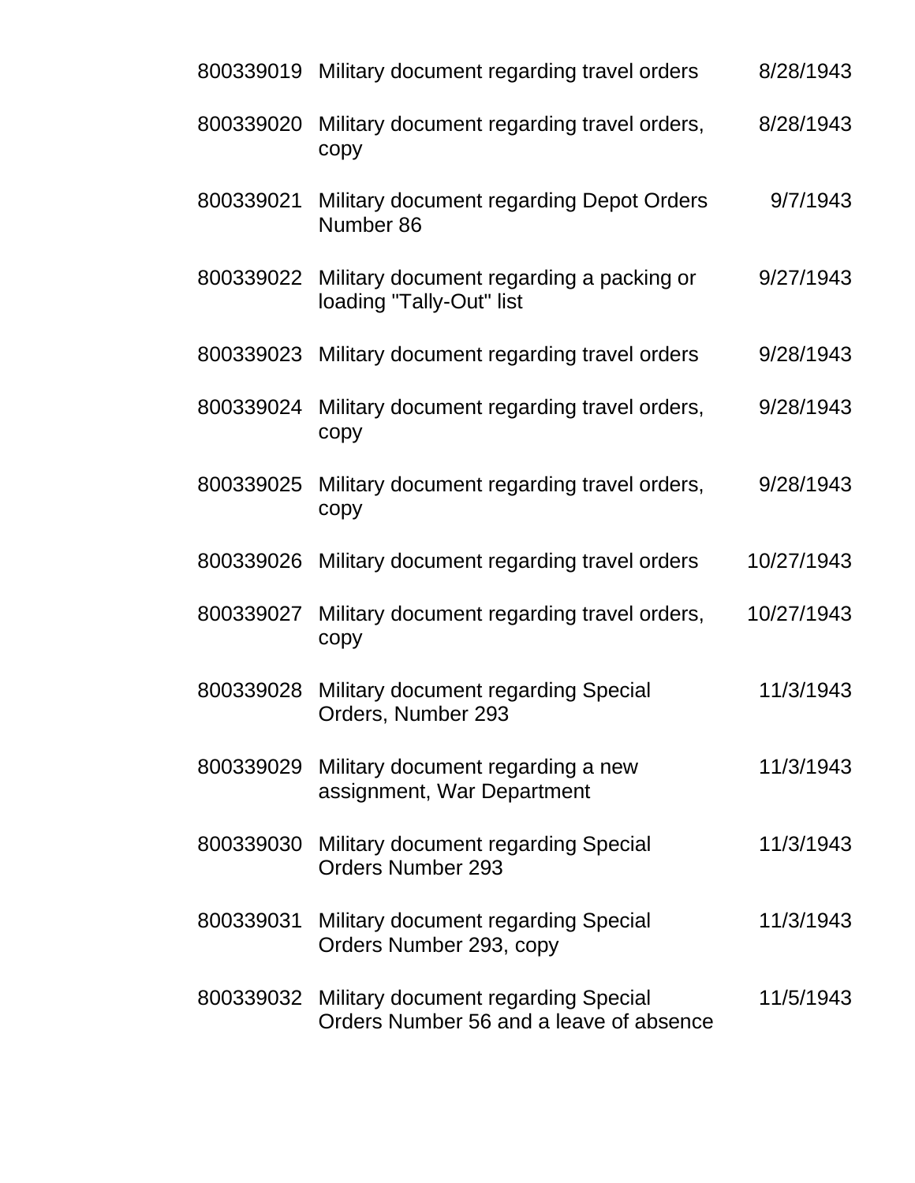| | | |
|---|---|---|
| 800339019 | Military document regarding travel orders | 8/28/1943 |
| 800339020 | Military document regarding travel orders, copy | 8/28/1943 |
| 800339021 | Military document regarding Depot Orders Number 86 | 9/7/1943 |
| 800339022 | Military document regarding a packing or loading "Tally-Out" list | 9/27/1943 |
| 800339023 | Military document regarding travel orders | 9/28/1943 |
| 800339024 | Military document regarding travel orders, copy | 9/28/1943 |
| 800339025 | Military document regarding travel orders, copy | 9/28/1943 |
| 800339026 | Military document regarding travel orders | 10/27/1943 |
| 800339027 | Military document regarding travel orders, copy | 10/27/1943 |
| 800339028 | Military document regarding Special Orders, Number 293 | 11/3/1943 |
| 800339029 | Military document regarding a new assignment, War Department | 11/3/1943 |
| 800339030 | Military document regarding Special Orders Number 293 | 11/3/1943 |
| 800339031 | Military document regarding Special Orders Number 293, copy | 11/3/1943 |
| 800339032 | Military document regarding Special Orders Number 56 and a leave of absence | 11/5/1943 |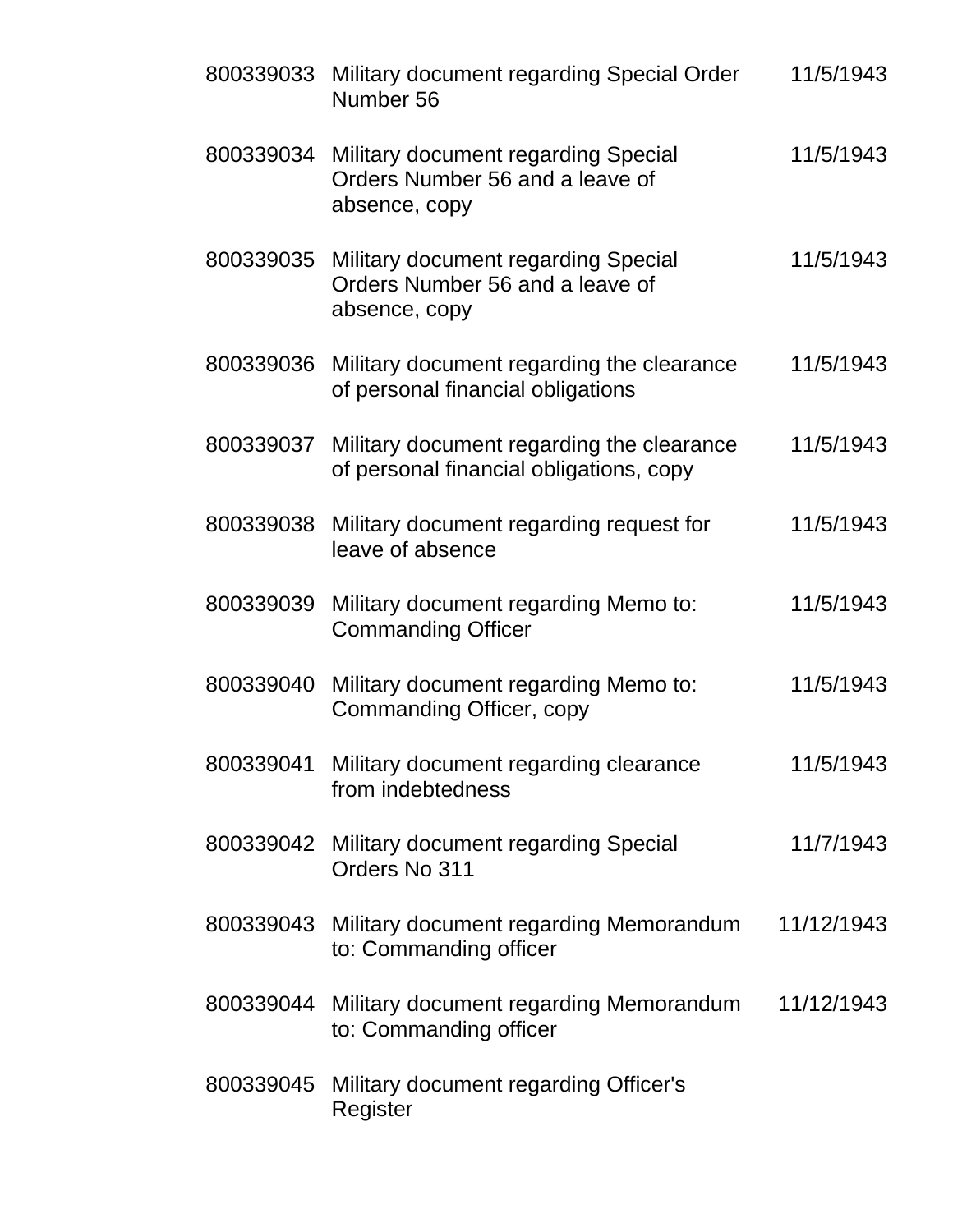| | | |
|---|---|---|
| 800339033 | Military document regarding Special Order Number 56 | 11/5/1943 |
| 800339034 | Military document regarding Special Orders Number 56 and a leave of absence, copy | 11/5/1943 |
| 800339035 | Military document regarding Special Orders Number 56 and a leave of absence, copy | 11/5/1943 |
| 800339036 | Military document regarding the clearance of personal financial obligations | 11/5/1943 |
| 800339037 | Military document regarding the clearance of personal financial obligations, copy | 11/5/1943 |
| 800339038 | Military document regarding request for leave of absence | 11/5/1943 |
| 800339039 | Military document regarding Memo to: Commanding Officer | 11/5/1943 |
| 800339040 | Military document regarding Memo to: Commanding Officer, copy | 11/5/1943 |
| 800339041 | Military document regarding clearance from indebtedness | 11/5/1943 |
| 800339042 | Military document regarding Special Orders No 311 | 11/7/1943 |
| 800339043 | Military document regarding Memorandum to: Commanding officer | 11/12/1943 |
| 800339044 | Military document regarding Memorandum to: Commanding officer | 11/12/1943 |
| 800339045 | Military document regarding Officer's Register | |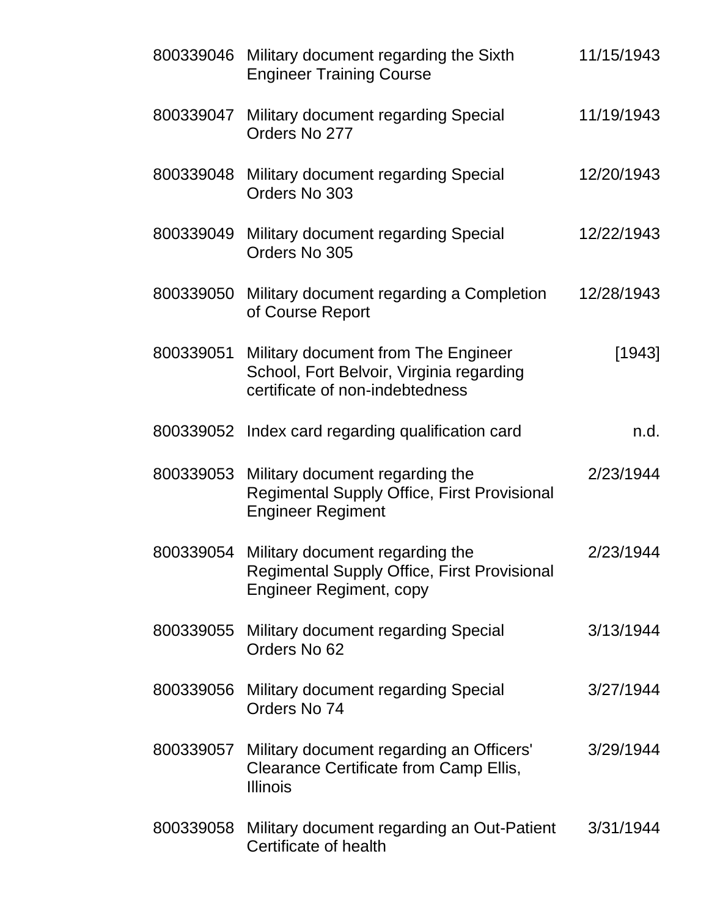| | | |
|---|---|---|
| 800339046 | Military document regarding the Sixth Engineer Training Course | 11/15/1943 |
| 800339047 | Military document regarding Special Orders No 277 | 11/19/1943 |
| 800339048 | Military document regarding Special Orders No 303 | 12/20/1943 |
| 800339049 | Military document regarding Special Orders No 305 | 12/22/1943 |
| 800339050 | Military document regarding a Completion of Course Report | 12/28/1943 |
| 800339051 | Military document from The Engineer School, Fort Belvoir, Virginia regarding certificate of non-indebtedness | [1943] |
| 800339052 | Index card regarding qualification card | n.d. |
| 800339053 | Military document regarding the Regimental Supply Office, First Provisional Engineer Regiment | 2/23/1944 |
| 800339054 | Military document regarding the Regimental Supply Office, First Provisional Engineer Regiment, copy | 2/23/1944 |
| 800339055 | Military document regarding Special Orders No 62 | 3/13/1944 |
| 800339056 | Military document regarding Special Orders No 74 | 3/27/1944 |
| 800339057 | Military document regarding an Officers' Clearance Certificate from Camp Ellis, Illinois | 3/29/1944 |
| 800339058 | Military document regarding an Out-Patient Certificate of health | 3/31/1944 |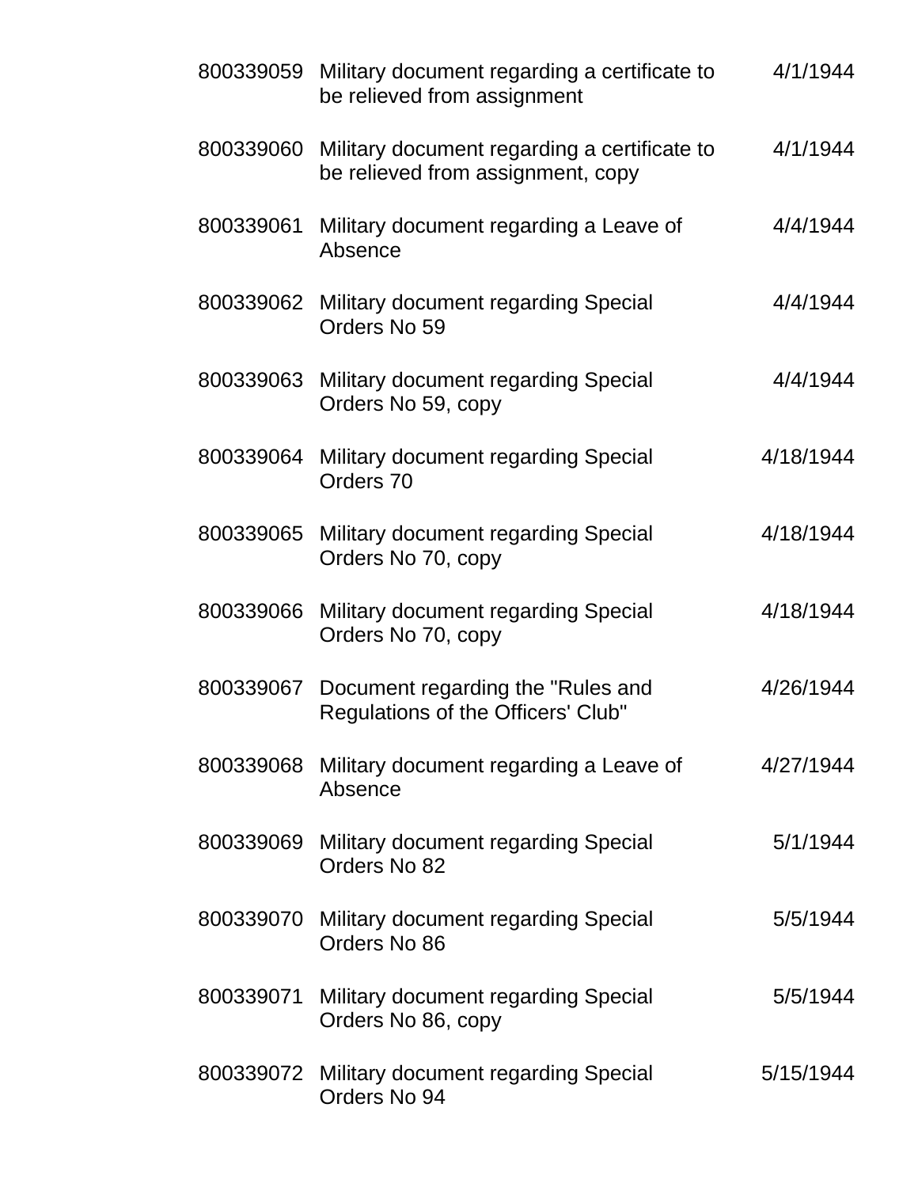| | | |
|---|---|---|
| 800339059 | Military document regarding a certificate to be relieved from assignment | 4/1/1944 |
| 800339060 | Military document regarding a certificate to be relieved from assignment, copy | 4/1/1944 |
| 800339061 | Military document regarding a Leave of Absence | 4/4/1944 |
| 800339062 | Military document regarding Special Orders No 59 | 4/4/1944 |
| 800339063 | Military document regarding Special Orders No 59, copy | 4/4/1944 |
| 800339064 | Military document regarding Special Orders 70 | 4/18/1944 |
| 800339065 | Military document regarding Special Orders No 70, copy | 4/18/1944 |
| 800339066 | Military document regarding Special Orders No 70, copy | 4/18/1944 |
| 800339067 | Document regarding the "Rules and Regulations of the Officers' Club" | 4/26/1944 |
| 800339068 | Military document regarding a Leave of Absence | 4/27/1944 |
| 800339069 | Military document regarding Special Orders No 82 | 5/1/1944 |
| 800339070 | Military document regarding Special Orders No 86 | 5/5/1944 |
| 800339071 | Military document regarding Special Orders No 86, copy | 5/5/1944 |
| 800339072 | Military document regarding Special Orders No 94 | 5/15/1944 |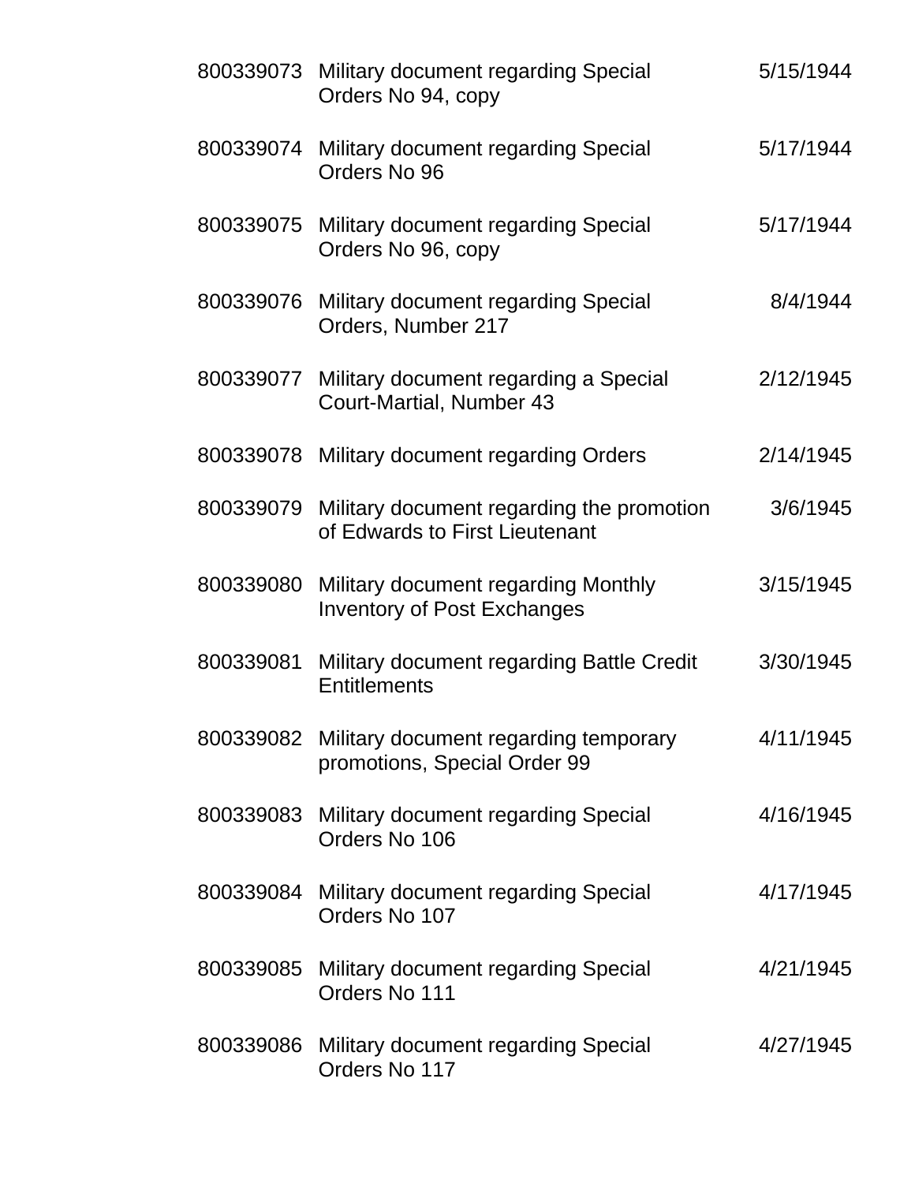| | | |
|---|---|---|
| 800339073 | Military document regarding Special Orders No 94, copy | 5/15/1944 |
| 800339074 | Military document regarding Special Orders No 96 | 5/17/1944 |
| 800339075 | Military document regarding Special Orders No 96, copy | 5/17/1944 |
| 800339076 | Military document regarding Special Orders, Number 217 | 8/4/1944 |
| 800339077 | Military document regarding a Special Court-Martial, Number 43 | 2/12/1945 |
| 800339078 | Military document regarding Orders | 2/14/1945 |
| 800339079 | Military document regarding the promotion of Edwards to First Lieutenant | 3/6/1945 |
| 800339080 | Military document regarding Monthly Inventory of Post Exchanges | 3/15/1945 |
| 800339081 | Military document regarding Battle Credit Entitlements | 3/30/1945 |
| 800339082 | Military document regarding temporary promotions, Special Order 99 | 4/11/1945 |
| 800339083 | Military document regarding Special Orders No 106 | 4/16/1945 |
| 800339084 | Military document regarding Special Orders No 107 | 4/17/1945 |
| 800339085 | Military document regarding Special Orders No 111 | 4/21/1945 |
| 800339086 | Military document regarding Special Orders No 117 | 4/27/1945 |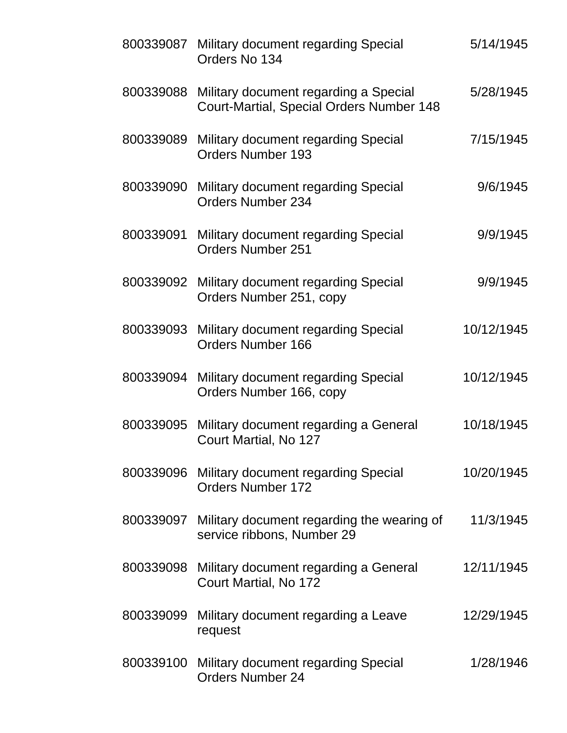| | | |
|---|---|---|
| 800339087 | Military document regarding Special Orders No 134 | 5/14/1945 |
| 800339088 | Military document regarding a Special Court-Martial, Special Orders Number 148 | 5/28/1945 |
| 800339089 | Military document regarding Special Orders Number 193 | 7/15/1945 |
| 800339090 | Military document regarding Special Orders Number 234 | 9/6/1945 |
| 800339091 | Military document regarding Special Orders Number 251 | 9/9/1945 |
| 800339092 | Military document regarding Special Orders Number 251, copy | 9/9/1945 |
| 800339093 | Military document regarding Special Orders Number 166 | 10/12/1945 |
| 800339094 | Military document regarding Special Orders Number 166, copy | 10/12/1945 |
| 800339095 | Military document regarding a General Court Martial, No 127 | 10/18/1945 |
| 800339096 | Military document regarding Special Orders Number 172 | 10/20/1945 |
| 800339097 | Military document regarding the wearing of service ribbons, Number 29 | 11/3/1945 |
| 800339098 | Military document regarding a General Court Martial, No 172 | 12/11/1945 |
| 800339099 | Military document regarding a Leave request | 12/29/1945 |
| 800339100 | Military document regarding Special Orders Number 24 | 1/28/1946 |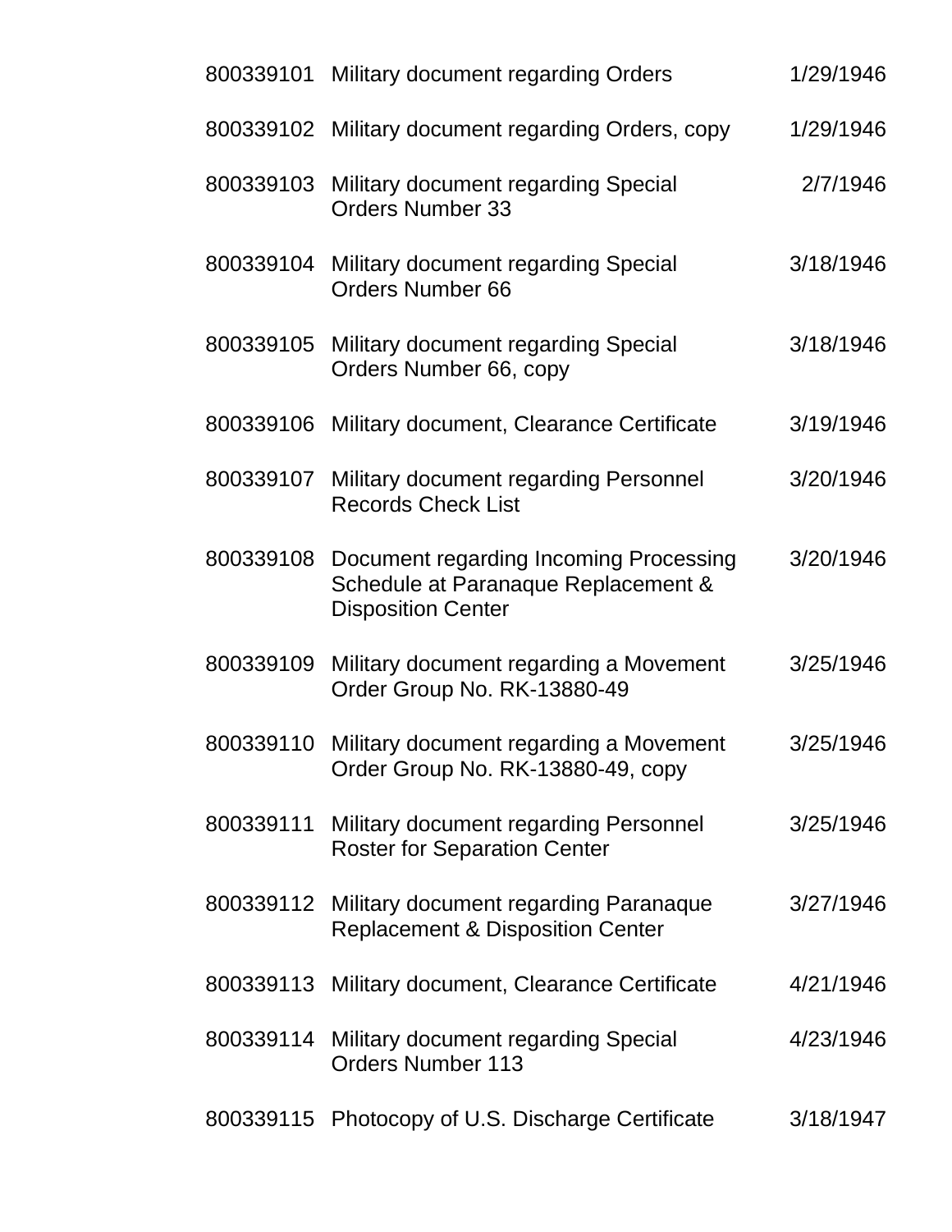| | | |
|---|---|---|
| 800339101 | Military document regarding Orders | 1/29/1946 |
| 800339102 | Military document regarding Orders, copy | 1/29/1946 |
| 800339103 | Military document regarding Special Orders Number 33 | 2/7/1946 |
| 800339104 | Military document regarding Special Orders Number 66 | 3/18/1946 |
| 800339105 | Military document regarding Special Orders Number 66, copy | 3/18/1946 |
| 800339106 | Military document, Clearance Certificate | 3/19/1946 |
| 800339107 | Military document regarding Personnel Records Check List | 3/20/1946 |
| 800339108 | Document regarding Incoming Processing Schedule at Paranaque Replacement & Disposition Center | 3/20/1946 |
| 800339109 | Military document regarding a Movement Order Group No. RK-13880-49 | 3/25/1946 |
| 800339110 | Military document regarding a Movement Order Group No. RK-13880-49, copy | 3/25/1946 |
| 800339111 | Military document regarding Personnel Roster for Separation Center | 3/25/1946 |
| 800339112 | Military document regarding Paranaque Replacement & Disposition Center | 3/27/1946 |
| 800339113 | Military document, Clearance Certificate | 4/21/1946 |
| 800339114 | Military document regarding Special Orders Number 113 | 4/23/1946 |
| 800339115 | Photocopy of U.S. Discharge Certificate | 3/18/1947 |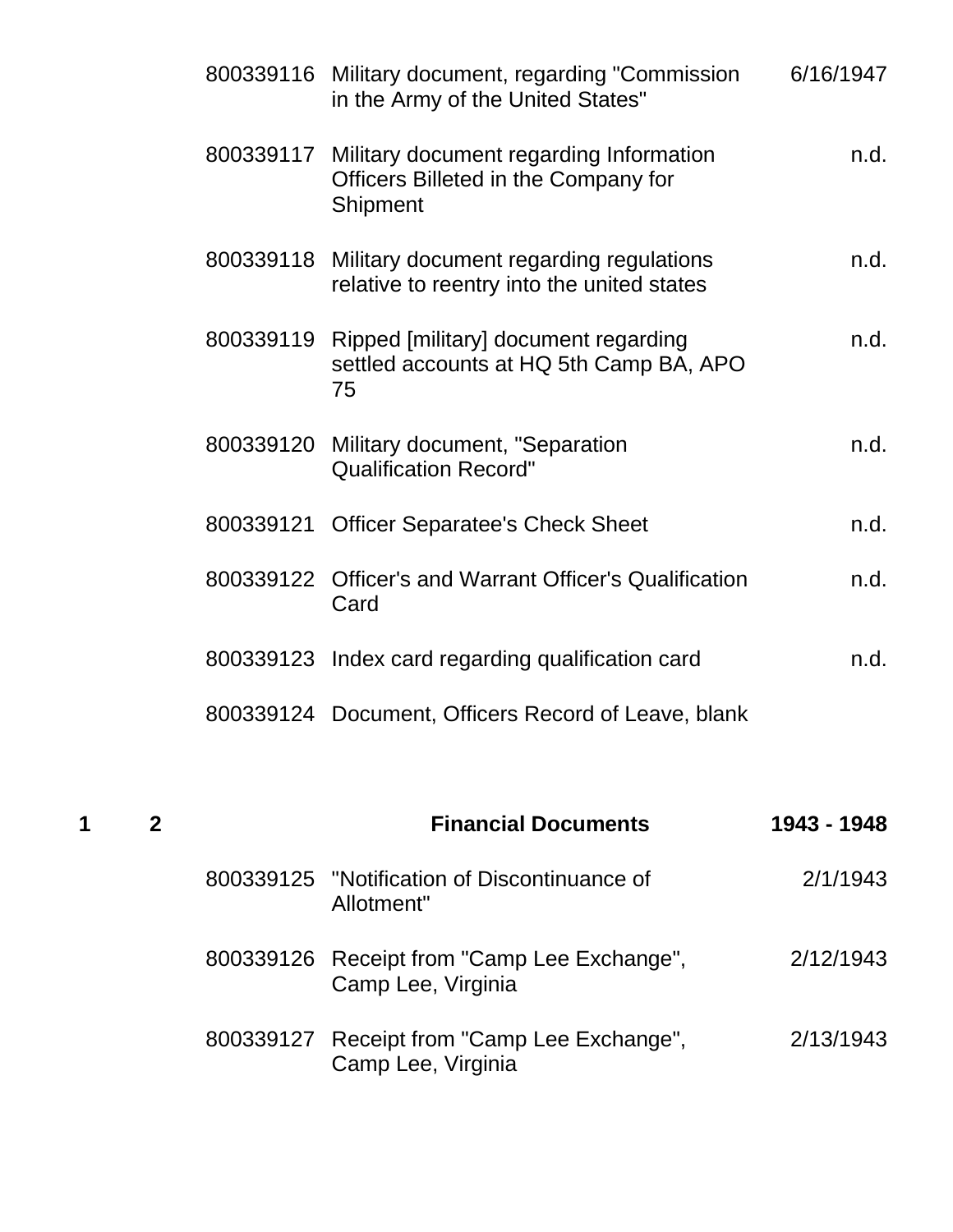| | | | | |
|---|---|---|---|---|
| | | 800339116 | Military document, regarding "Commission in the Army of the United States" | 6/16/1947 |
| | | 800339117 | Military document regarding Information Officers Billeted in the Company for Shipment | n.d. |
| | | 800339118 | Military document regarding regulations relative to reentry into the united states | n.d. |
| | | 800339119 | Ripped [military] document regarding settled accounts at HQ 5th Camp BA, APO 75 | n.d. |
| | | 800339120 | Military document, "Separation Qualification Record" | n.d. |
| | | 800339121 | Officer Separatee's Check Sheet | n.d. |
| | | 800339122 | Officer's and Warrant Officer's Qualification Card | n.d. |
| | | 800339123 | Index card regarding qualification card | n.d. |
| | | 800339124 | Document, Officers Record of Leave, blank | |
| **1** | **2** | | **Financial Documents** | **1943 - 1948** |
| | | 800339125 | "Notification of Discontinuance of Allotment" | 2/1/1943 |
| | | 800339126 | Receipt from "Camp Lee Exchange", Camp Lee, Virginia | 2/12/1943 |
| | | 800339127 | Receipt from "Camp Lee Exchange", Camp Lee, Virginia | 2/13/1943 |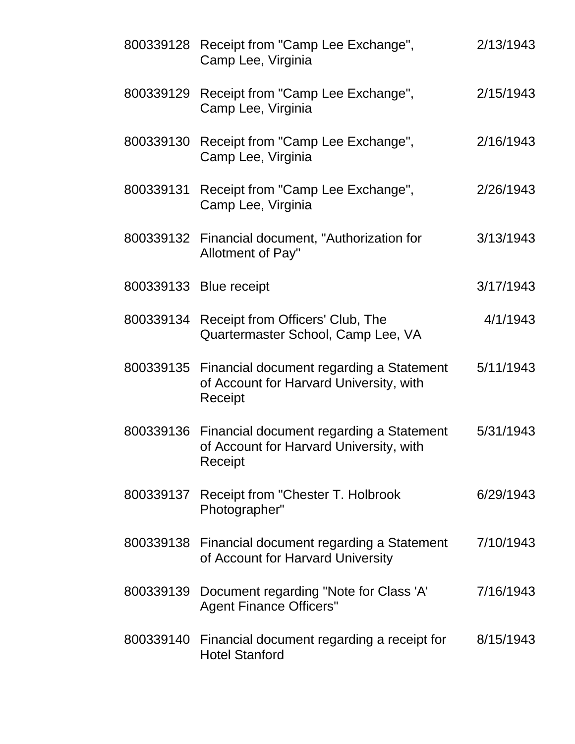| | | |
|---|---|---|
| 800339128 | Receipt from "Camp Lee Exchange", Camp Lee, Virginia | 2/13/1943 |
| 800339129 | Receipt from "Camp Lee Exchange", Camp Lee, Virginia | 2/15/1943 |
| 800339130 | Receipt from "Camp Lee Exchange", Camp Lee, Virginia | 2/16/1943 |
| 800339131 | Receipt from "Camp Lee Exchange", Camp Lee, Virginia | 2/26/1943 |
| 800339132 | Financial document, "Authorization for Allotment of Pay" | 3/13/1943 |
| 800339133 | Blue receipt | 3/17/1943 |
| 800339134 | Receipt from Officers' Club, The Quartermaster School, Camp Lee, VA | 4/1/1943 |
| 800339135 | Financial document regarding a Statement of Account for Harvard University, with Receipt | 5/11/1943 |
| 800339136 | Financial document regarding a Statement of Account for Harvard University, with Receipt | 5/31/1943 |
| 800339137 | Receipt from "Chester T. Holbrook Photographer" | 6/29/1943 |
| 800339138 | Financial document regarding a Statement of Account for Harvard University | 7/10/1943 |
| 800339139 | Document regarding "Note for Class 'A' Agent Finance Officers" | 7/16/1943 |
| 800339140 | Financial document regarding a receipt for Hotel Stanford | 8/15/1943 |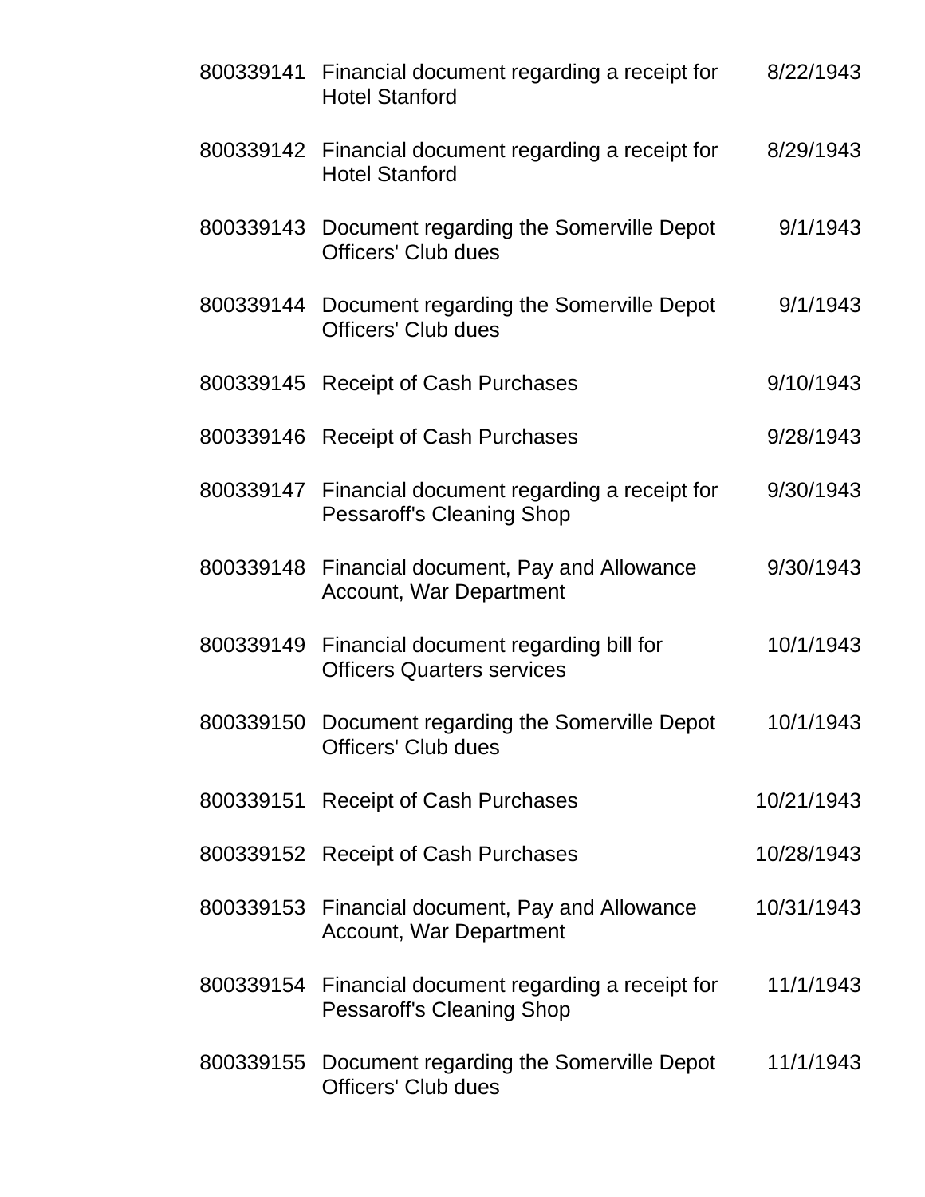| | | |
|---|---|---|
| 800339141 | Financial document regarding a receipt for Hotel Stanford | 8/22/1943 |
| 800339142 | Financial document regarding a receipt for Hotel Stanford | 8/29/1943 |
| 800339143 | Document regarding the Somerville Depot Officers' Club dues | 9/1/1943 |
| 800339144 | Document regarding the Somerville Depot Officers' Club dues | 9/1/1943 |
| 800339145 | Receipt of Cash Purchases | 9/10/1943 |
| 800339146 | Receipt of Cash Purchases | 9/28/1943 |
| 800339147 | Financial document regarding a receipt for Pessaroff's Cleaning Shop | 9/30/1943 |
| 800339148 | Financial document, Pay and Allowance Account, War Department | 9/30/1943 |
| 800339149 | Financial document regarding bill for Officers Quarters services | 10/1/1943 |
| 800339150 | Document regarding the Somerville Depot Officers' Club dues | 10/1/1943 |
| 800339151 | Receipt of Cash Purchases | 10/21/1943 |
| 800339152 | Receipt of Cash Purchases | 10/28/1943 |
| 800339153 | Financial document, Pay and Allowance Account, War Department | 10/31/1943 |
| 800339154 | Financial document regarding a receipt for Pessaroff's Cleaning Shop | 11/1/1943 |
| 800339155 | Document regarding the Somerville Depot Officers' Club dues | 11/1/1943 |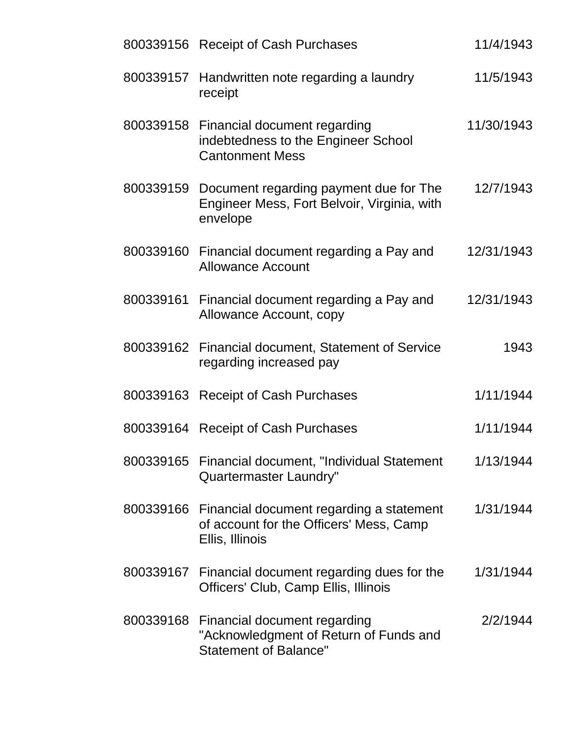| | | |
|---|---|---|
| 800339156 | Receipt of Cash Purchases | 11/4/1943 |
| 800339157 | Handwritten note regarding a laundry receipt | 11/5/1943 |
| 800339158 | Financial document regarding indebtedness to the Engineer School Cantonment Mess | 11/30/1943 |
| 800339159 | Document regarding payment due for The Engineer Mess, Fort Belvoir, Virginia, with envelope | 12/7/1943 |
| 800339160 | Financial document regarding a Pay and Allowance Account | 12/31/1943 |
| 800339161 | Financial document regarding a Pay and Allowance Account, copy | 12/31/1943 |
| 800339162 | Financial document, Statement of Service regarding increased pay | 1943 |
| 800339163 | Receipt of Cash Purchases | 1/11/1944 |
| 800339164 | Receipt of Cash Purchases | 1/11/1944 |
| 800339165 | Financial document, "Individual Statement Quartermaster Laundry" | 1/13/1944 |
| 800339166 | Financial document regarding a statement of account for the Officers' Mess, Camp Ellis, Illinois | 1/31/1944 |
| 800339167 | Financial document regarding dues for the Officers' Club, Camp Ellis, Illinois | 1/31/1944 |
| 800339168 | Financial document regarding "Acknowledgment of Return of Funds and Statement of Balance" | 2/2/1944 |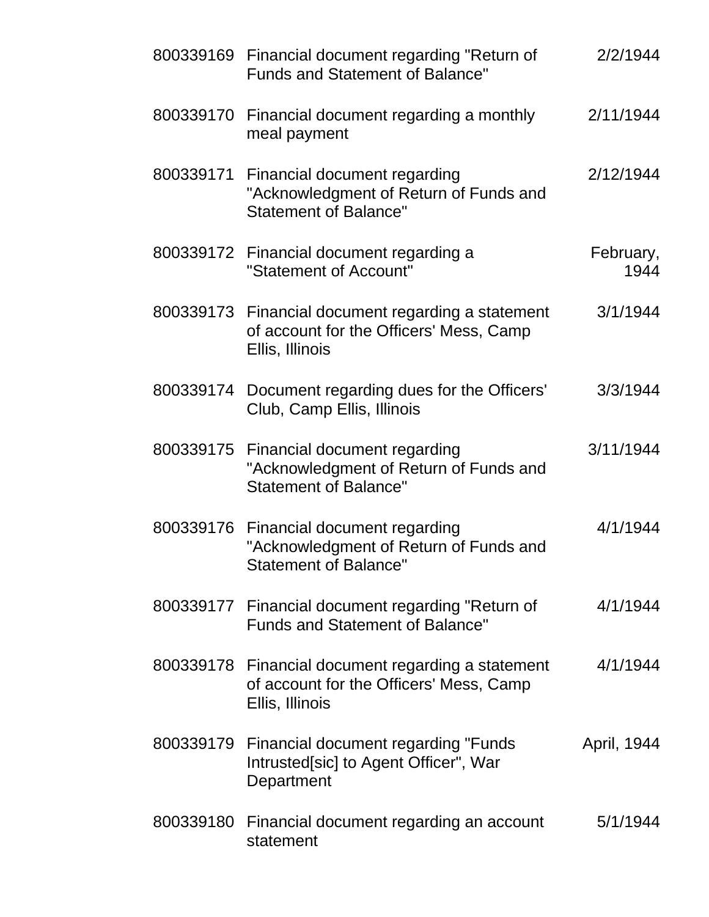| | | |
|---|---|---|
| 800339169 | Financial document regarding "Return of Funds and Statement of Balance" | 2/2/1944 |
| 800339170 | Financial document regarding a monthly meal payment | 2/11/1944 |
| 800339171 | Financial document regarding "Acknowledgment of Return of Funds and Statement of Balance" | 2/12/1944 |
| 800339172 | Financial document regarding a "Statement of Account" | February, 1944 |
| 800339173 | Financial document regarding a statement of account for the Officers' Mess, Camp Ellis, Illinois | 3/1/1944 |
| 800339174 | Document regarding dues for the Officers' Club, Camp Ellis, Illinois | 3/3/1944 |
| 800339175 | Financial document regarding "Acknowledgment of Return of Funds and Statement of Balance" | 3/11/1944 |
| 800339176 | Financial document regarding "Acknowledgment of Return of Funds and Statement of Balance" | 4/1/1944 |
| 800339177 | Financial document regarding "Return of Funds and Statement of Balance" | 4/1/1944 |
| 800339178 | Financial document regarding a statement of account for the Officers' Mess, Camp Ellis, Illinois | 4/1/1944 |
| 800339179 | Financial document regarding "Funds Intrusted[sic] to Agent Officer", War Department | April, 1944 |
| 800339180 | Financial document regarding an account statement | 5/1/1944 |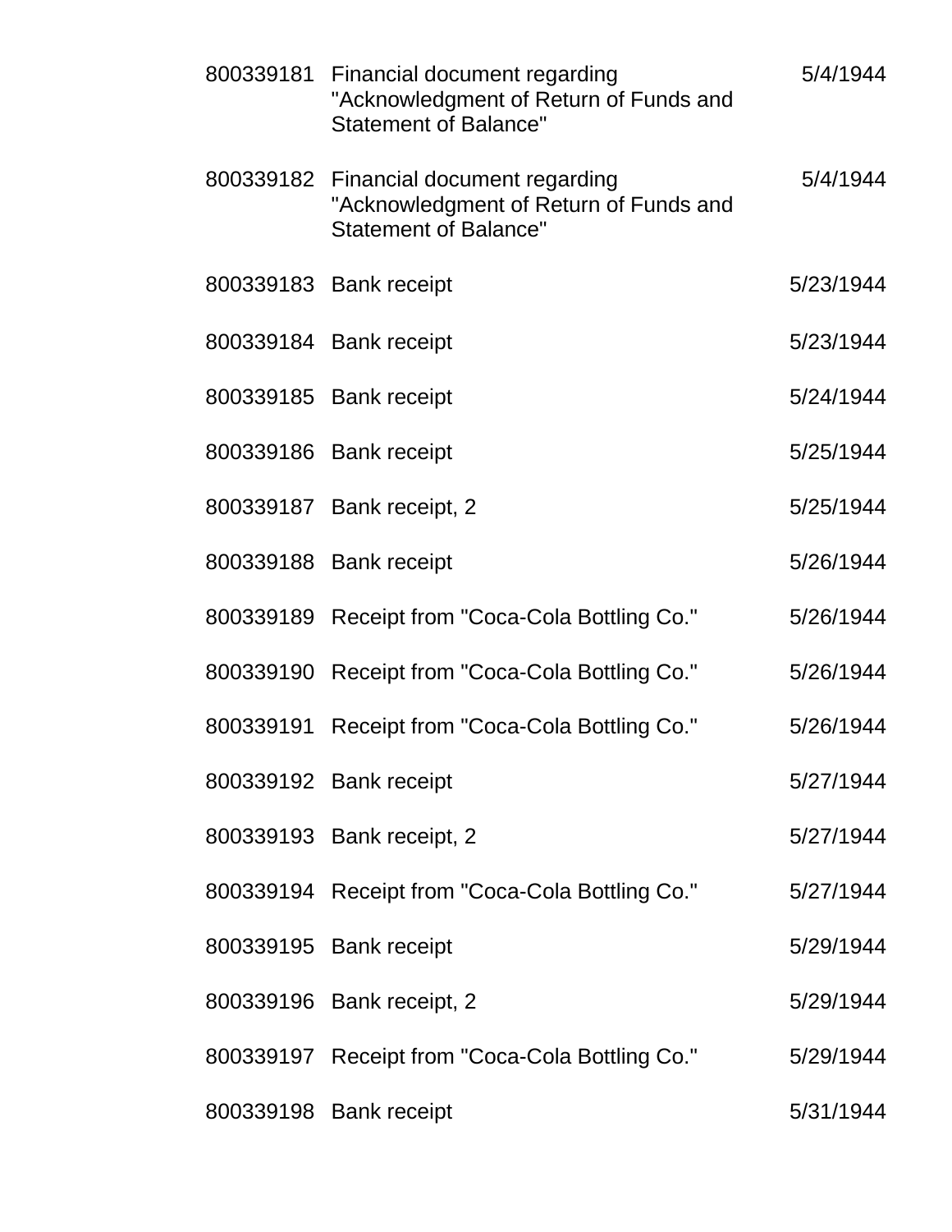| | | |
|---|---|---|
| 800339181 | Financial document regarding "Acknowledgment of Return of Funds and Statement of Balance" | 5/4/1944 |
| 800339182 | Financial document regarding "Acknowledgment of Return of Funds and Statement of Balance" | 5/4/1944 |
| 800339183 | Bank receipt | 5/23/1944 |
| 800339184 | Bank receipt | 5/23/1944 |
| 800339185 | Bank receipt | 5/24/1944 |
| 800339186 | Bank receipt | 5/25/1944 |
| 800339187 | Bank receipt, 2 | 5/25/1944 |
| 800339188 | Bank receipt | 5/26/1944 |
| 800339189 | Receipt from "Coca-Cola Bottling Co." | 5/26/1944 |
| 800339190 | Receipt from "Coca-Cola Bottling Co." | 5/26/1944 |
| 800339191 | Receipt from "Coca-Cola Bottling Co." | 5/26/1944 |
| 800339192 | Bank receipt | 5/27/1944 |
| 800339193 | Bank receipt, 2 | 5/27/1944 |
| 800339194 | Receipt from "Coca-Cola Bottling Co." | 5/27/1944 |
| 800339195 | Bank receipt | 5/29/1944 |
| 800339196 | Bank receipt, 2 | 5/29/1944 |
| 800339197 | Receipt from "Coca-Cola Bottling Co." | 5/29/1944 |
| 800339198 | Bank receipt | 5/31/1944 |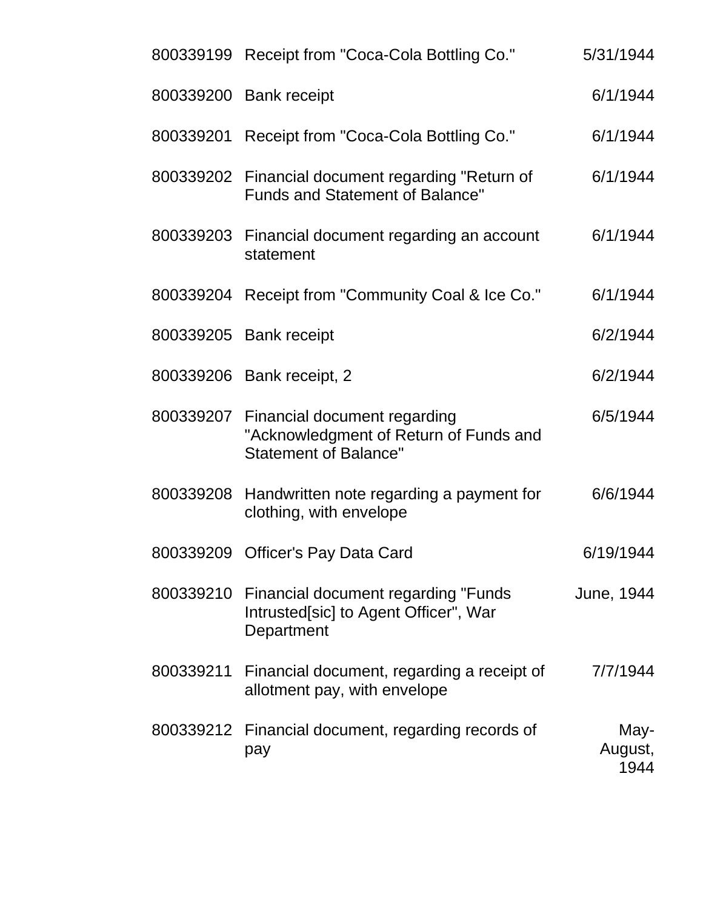| | | |
|---|---|---|
| 800339199 | Receipt from "Coca-Cola Bottling Co." | 5/31/1944 |
| 800339200 | Bank receipt | 6/1/1944 |
| 800339201 | Receipt from "Coca-Cola Bottling Co." | 6/1/1944 |
| 800339202 | Financial document regarding "Return of Funds and Statement of Balance" | 6/1/1944 |
| 800339203 | Financial document regarding an account statement | 6/1/1944 |
| 800339204 | Receipt from "Community Coal & Ice Co." | 6/1/1944 |
| 800339205 | Bank receipt | 6/2/1944 |
| 800339206 | Bank receipt, 2 | 6/2/1944 |
| 800339207 | Financial document regarding "Acknowledgment of Return of Funds and Statement of Balance" | 6/5/1944 |
| 800339208 | Handwritten note regarding a payment for clothing, with envelope | 6/6/1944 |
| 800339209 | Officer's Pay Data Card | 6/19/1944 |
| 800339210 | Financial document regarding "Funds Intrusted[sic] to Agent Officer", War Department | June, 1944 |
| 800339211 | Financial document, regarding a receipt of allotment pay, with envelope | 7/7/1944 |
| 800339212 | Financial document, regarding records of pay | May-August, 1944 |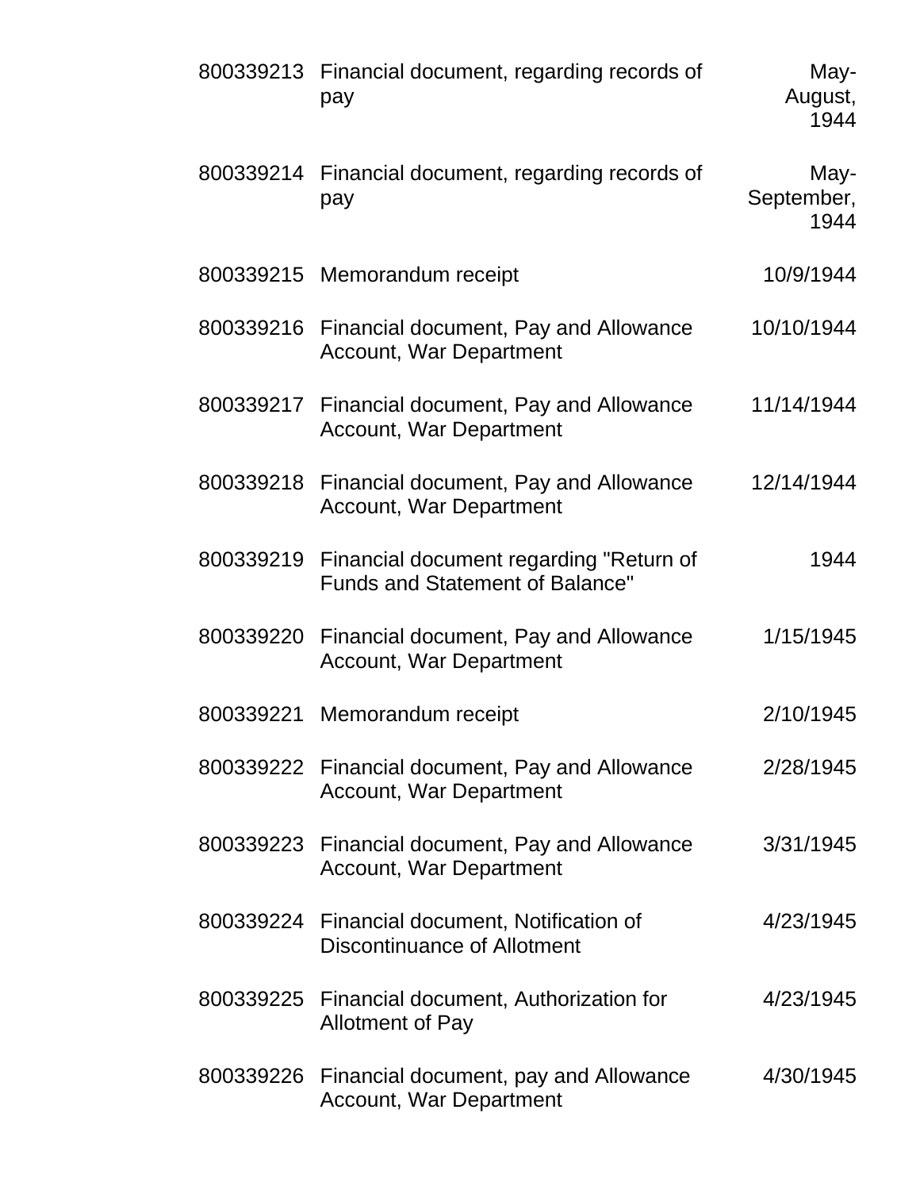| | | |
|---|---|---|
| 800339213 | Financial document, regarding records of pay | May-August, 1944 |
| 800339214 | Financial document, regarding records of pay | May-September, 1944 |
| 800339215 | Memorandum receipt | 10/9/1944 |
| 800339216 | Financial document, Pay and Allowance Account, War Department | 10/10/1944 |
| 800339217 | Financial document, Pay and Allowance Account, War Department | 11/14/1944 |
| 800339218 | Financial document, Pay and Allowance Account, War Department | 12/14/1944 |
| 800339219 | Financial document regarding "Return of Funds and Statement of Balance" | 1944 |
| 800339220 | Financial document, Pay and Allowance Account, War Department | 1/15/1945 |
| 800339221 | Memorandum receipt | 2/10/1945 |
| 800339222 | Financial document, Pay and Allowance Account, War Department | 2/28/1945 |
| 800339223 | Financial document, Pay and Allowance Account, War Department | 3/31/1945 |
| 800339224 | Financial document, Notification of Discontinuance of Allotment | 4/23/1945 |
| 800339225 | Financial document, Authorization for Allotment of Pay | 4/23/1945 |
| 800339226 | Financial document, pay and Allowance Account, War Department | 4/30/1945 |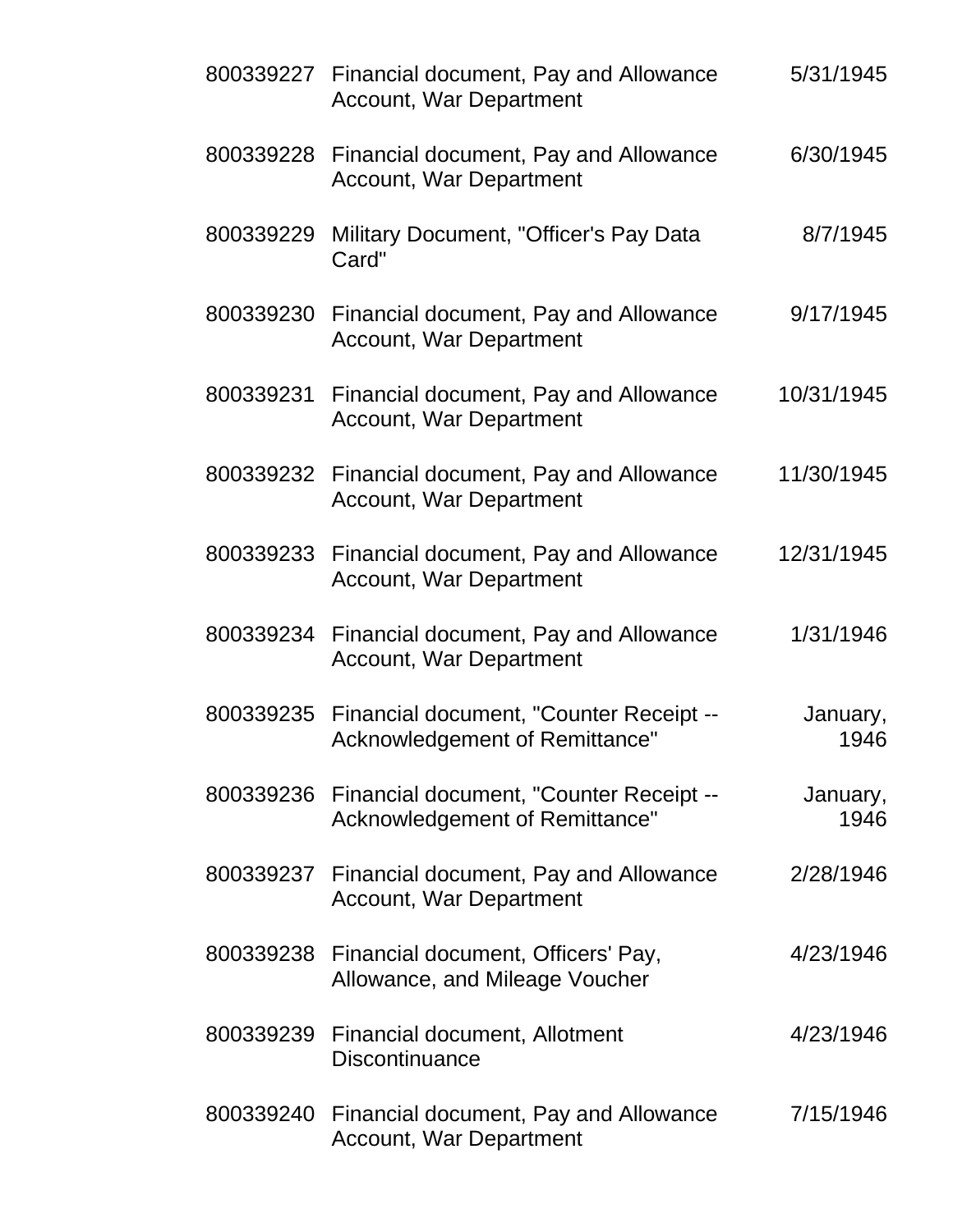| | | |
|---|---|---|
| 800339227 | Financial document, Pay and Allowance Account, War Department | 5/31/1945 |
| 800339228 | Financial document, Pay and Allowance Account, War Department | 6/30/1945 |
| 800339229 | Military Document, "Officer's Pay Data Card" | 8/7/1945 |
| 800339230 | Financial document, Pay and Allowance Account, War Department | 9/17/1945 |
| 800339231 | Financial document, Pay and Allowance Account, War Department | 10/31/1945 |
| 800339232 | Financial document, Pay and Allowance Account, War Department | 11/30/1945 |
| 800339233 | Financial document, Pay and Allowance Account, War Department | 12/31/1945 |
| 800339234 | Financial document, Pay and Allowance Account, War Department | 1/31/1946 |
| 800339235 | Financial document, "Counter Receipt -- Acknowledgement of Remittance" | January, 1946 |
| 800339236 | Financial document, "Counter Receipt -- Acknowledgement of Remittance" | January, 1946 |
| 800339237 | Financial document, Pay and Allowance Account, War Department | 2/28/1946 |
| 800339238 | Financial document, Officers' Pay, Allowance, and Mileage Voucher | 4/23/1946 |
| 800339239 | Financial document, Allotment Discontinuance | 4/23/1946 |
| 800339240 | Financial document, Pay and Allowance Account, War Department | 7/15/1946 |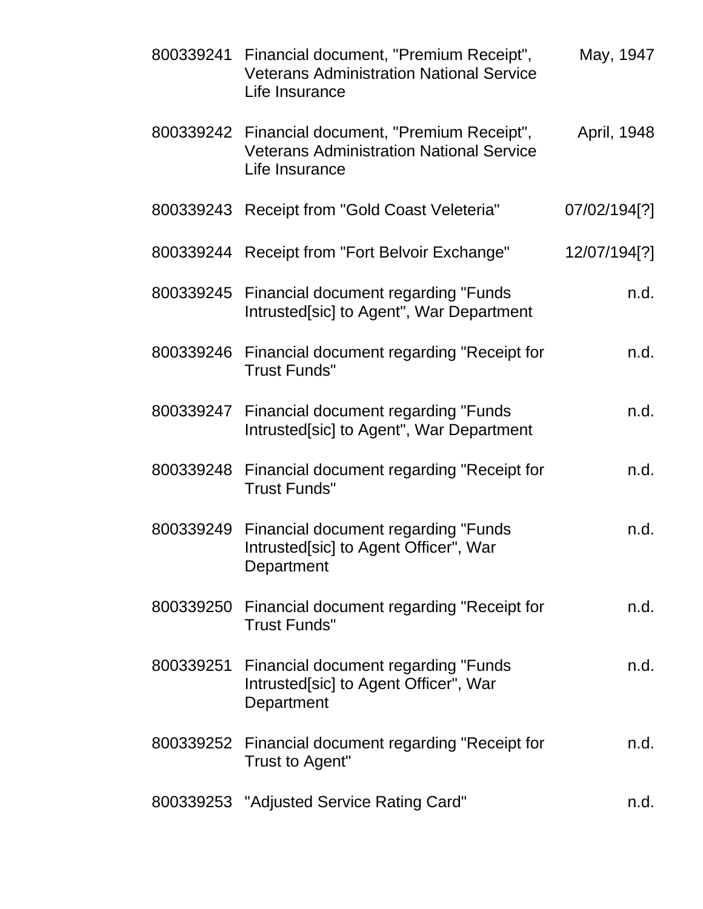| | | |
|---|---|---|
| 800339241 | Financial document, "Premium Receipt", Veterans Administration National Service Life Insurance | May, 1947 |
| 800339242 | Financial document, "Premium Receipt", Veterans Administration National Service Life Insurance | April, 1948 |
| 800339243 | Receipt from "Gold Coast Veleteria" | 07/02/194[?] |
| 800339244 | Receipt from "Fort Belvoir Exchange" | 12/07/194[?] |
| 800339245 | Financial document regarding "Funds Intrusted[sic] to Agent", War Department | n.d. |
| 800339246 | Financial document regarding "Receipt for Trust Funds" | n.d. |
| 800339247 | Financial document regarding "Funds Intrusted[sic] to Agent", War Department | n.d. |
| 800339248 | Financial document regarding "Receipt for Trust Funds" | n.d. |
| 800339249 | Financial document regarding "Funds Intrusted[sic] to Agent Officer", War Department | n.d. |
| 800339250 | Financial document regarding "Receipt for Trust Funds" | n.d. |
| 800339251 | Financial document regarding "Funds Intrusted[sic] to Agent Officer", War Department | n.d. |
| 800339252 | Financial document regarding "Receipt for Trust to Agent" | n.d. |
| 800339253 | "Adjusted Service Rating Card" | n.d. |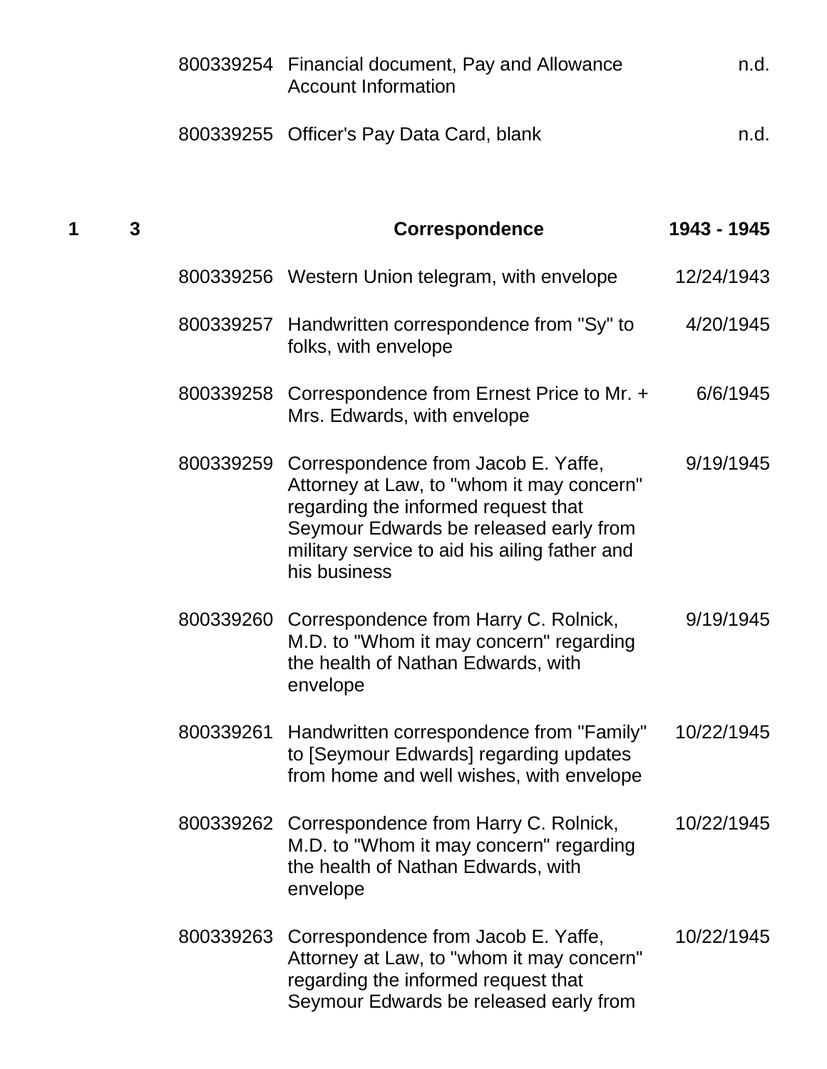| | | | | |
|---|---|---|---|---|
| | | 800339254 | Financial document, Pay and Allowance Account Information | n.d. |
| | | 800339255 | Officer's Pay Data Card, blank | n.d. |
| **1** | **3** | | **Correspondence** | **1943 - 1945** |
| | | 800339256 | Western Union telegram, with envelope | 12/24/1943 |
| | | 800339257 | Handwritten correspondence from "Sy" to folks, with envelope | 4/20/1945 |
| | | 800339258 | Correspondence from Ernest Price to Mr. + Mrs. Edwards, with envelope | 6/6/1945 |
| | | 800339259 | Correspondence from Jacob E. Yaffe, Attorney at Law, to "whom it may concern" regarding the informed request that Seymour Edwards be released early from military service to aid his ailing father and his business | 9/19/1945 |
| | | 800339260 | Correspondence from Harry C. Rolnick, M.D. to "Whom it may concern" regarding the health of Nathan Edwards, with envelope | 9/19/1945 |
| | | 800339261 | Handwritten correspondence from "Family" to [Seymour Edwards] regarding updates from home and well wishes, with envelope | 10/22/1945 |
| | | 800339262 | Correspondence from Harry C. Rolnick, M.D. to "Whom it may concern" regarding the health of Nathan Edwards, with envelope | 10/22/1945 |
| | | 800339263 | Correspondence from Jacob E. Yaffe, Attorney at Law, to "whom it may concern" regarding the informed request that Seymour Edwards be released early from | 10/22/1945 |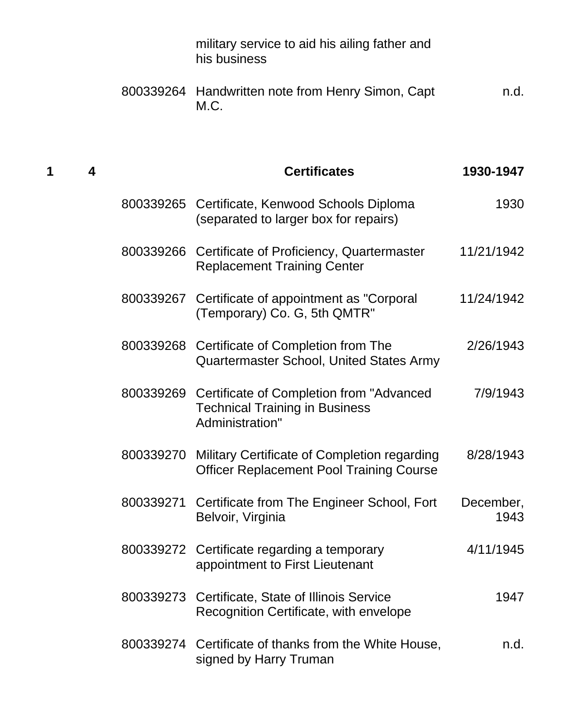| Box | Folder | Item ID | Description | Date |
|---|---|---|---|---|
| | | | military service to aid his ailing father and his business | |
| | | 800339264 | Handwritten note from Henry Simon, Capt M.C. | n.d. |
| **1** | **4** | | **Certificates** | **1930-1947** |
| | | 800339265 | Certificate, Kenwood Schools Diploma (separated to larger box for repairs) | 1930 |
| | | 800339266 | Certificate of Proficiency, Quartermaster Replacement Training Center | 11/21/1942 |
| | | 800339267 | Certificate of appointment as "Corporal (Temporary) Co. G, 5th QMTR" | 11/24/1942 |
| | | 800339268 | Certificate of Completion from The Quartermaster School, United States Army | 2/26/1943 |
| | | 800339269 | Certificate of Completion from "Advanced Technical Training in Business Administration" | 7/9/1943 |
| | | 800339270 | Military Certificate of Completion regarding Officer Replacement Pool Training Course | 8/28/1943 |
| | | 800339271 | Certificate from The Engineer School, Fort Belvoir, Virginia | December, 1943 |
| | | 800339272 | Certificate regarding a temporary appointment to First Lieutenant | 4/11/1945 |
| | | 800339273 | Certificate, State of Illinois Service Recognition Certificate, with envelope | 1947 |
| | | 800339274 | Certificate of thanks from the White House, signed by Harry Truman | n.d. |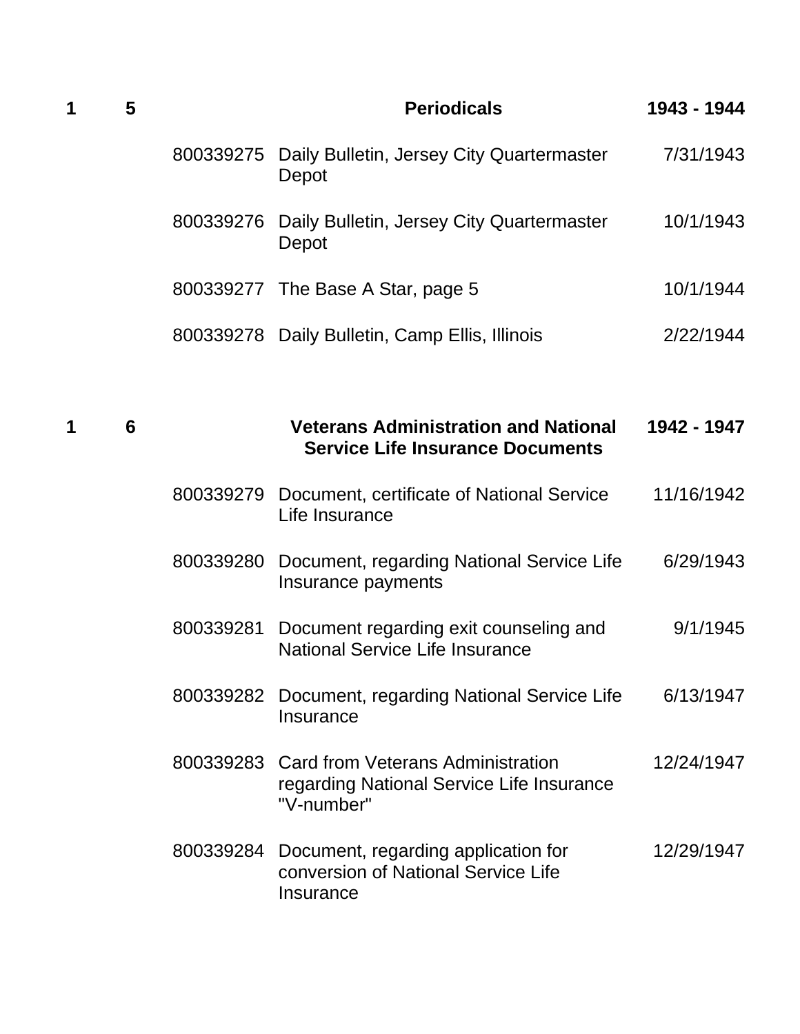| Box | Folder | ID | Description | Date |
|---|---|---|---|---|
| **1** | **5** | | **Periodicals** | **1943 - 1944** |
| | | 800339275 | Daily Bulletin, Jersey City Quartermaster Depot | 7/31/1943 |
| | | 800339276 | Daily Bulletin, Jersey City Quartermaster Depot | 10/1/1943 |
| | | 800339277 | The Base A Star, page 5 | 10/1/1944 |
| | | 800339278 | Daily Bulletin, Camp Ellis, Illinois | 2/22/1944 |
| **1** | **6** | | **Veterans Administration and National Service Life Insurance Documents** | **1942 - 1947** |
| | | 800339279 | Document, certificate of National Service Life Insurance | 11/16/1942 |
| | | 800339280 | Document, regarding National Service Life Insurance payments | 6/29/1943 |
| | | 800339281 | Document regarding exit counseling and National Service Life Insurance | 9/1/1945 |
| | | 800339282 | Document, regarding National Service Life Insurance | 6/13/1947 |
| | | 800339283 | Card from Veterans Administration regarding National Service Life Insurance "V-number" | 12/24/1947 |
| | | 800339284 | Document, regarding application for conversion of National Service Life Insurance | 12/29/1947 |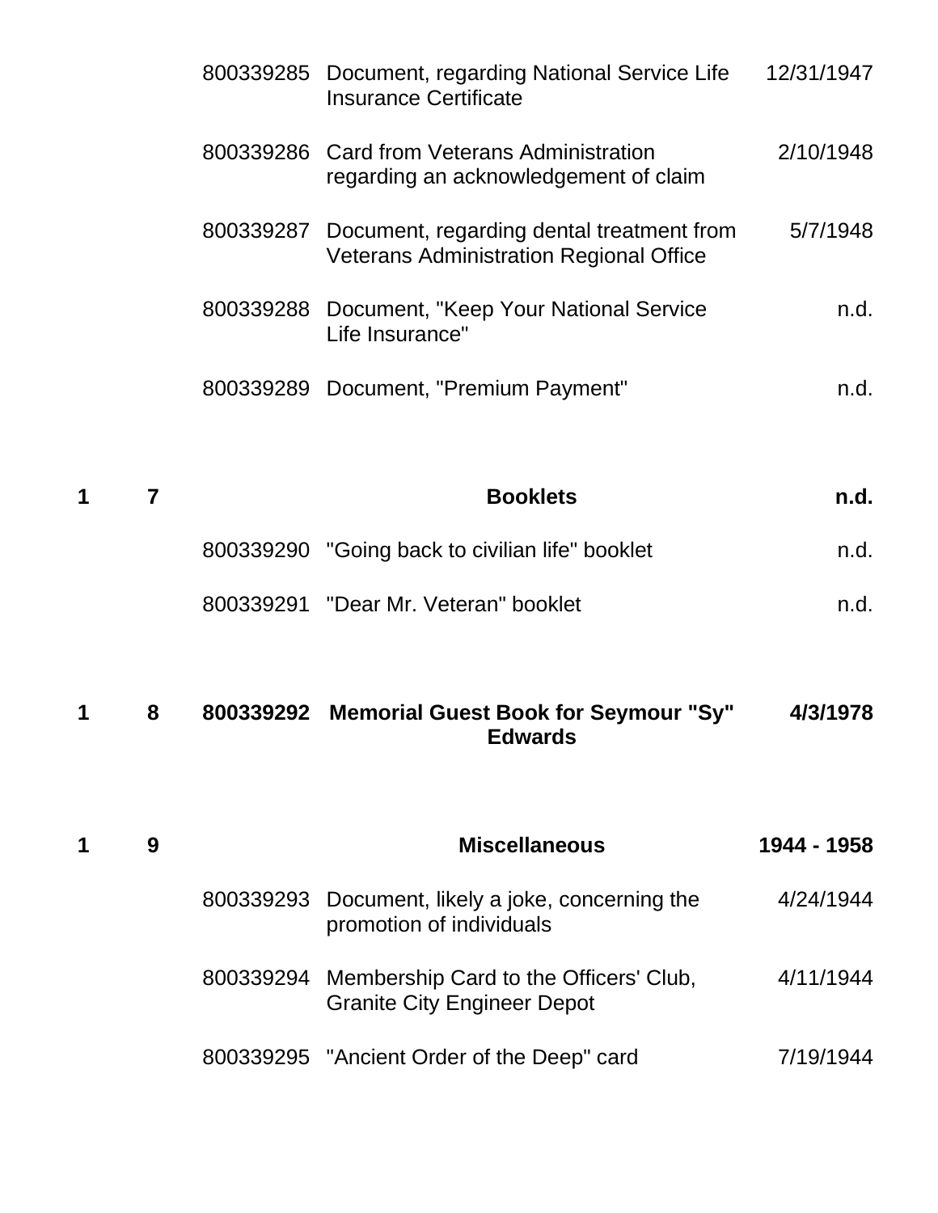| Box | Folder | ID | Description | Date |
|---|---|---|---|---|
| | | 800339285 | Document, regarding National Service Life Insurance Certificate | 12/31/1947 |
| | | 800339286 | Card from Veterans Administration regarding an acknowledgement of claim | 2/10/1948 |
| | | 800339287 | Document, regarding dental treatment from Veterans Administration Regional Office | 5/7/1948 |
| | | 800339288 | Document, "Keep Your National Service Life Insurance" | n.d. |
| | | 800339289 | Document, "Premium Payment" | n.d. |
| **1** | **7** | | **Booklets** | **n.d.** |
| | | 800339290 | "Going back to civilian life" booklet | n.d. |
| | | 800339291 | "Dear Mr. Veteran" booklet | n.d. |
| **1** | **8** | **800339292** | **Memorial Guest Book for Seymour "Sy" Edwards** | **4/3/1978** |
| **1** | **9** | | **Miscellaneous** | **1944 - 1958** |
| | | 800339293 | Document, likely a joke, concerning the promotion of individuals | 4/24/1944 |
| | | 800339294 | Membership Card to the Officers' Club, Granite City Engineer Depot | 4/11/1944 |
| | | 800339295 | "Ancient Order of the Deep" card | 7/19/1944 |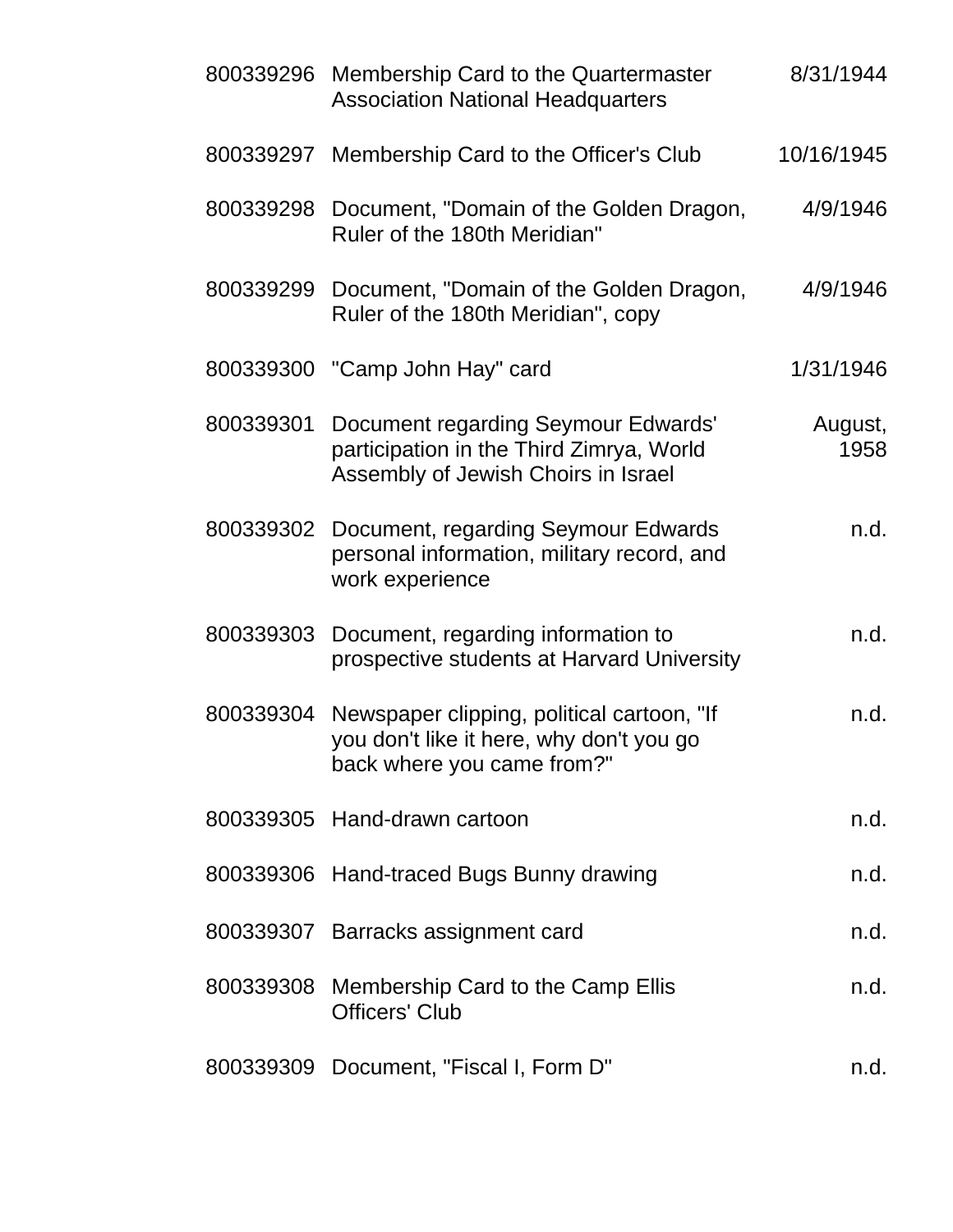| | | |
|---|---|---|
| 800339296 | Membership Card to the Quartermaster Association National Headquarters | 8/31/1944 |
| 800339297 | Membership Card to the Officer's Club | 10/16/1945 |
| 800339298 | Document, "Domain of the Golden Dragon, Ruler of the 180th Meridian" | 4/9/1946 |
| 800339299 | Document, "Domain of the Golden Dragon, Ruler of the 180th Meridian", copy | 4/9/1946 |
| 800339300 | "Camp John Hay" card | 1/31/1946 |
| 800339301 | Document regarding Seymour Edwards' participation in the Third Zimrya, World Assembly of Jewish Choirs in Israel | August, 1958 |
| 800339302 | Document, regarding Seymour Edwards personal information, military record, and work experience | n.d. |
| 800339303 | Document, regarding information to prospective students at Harvard University | n.d. |
| 800339304 | Newspaper clipping, political cartoon, "If you don't like it here, why don't you go back where you came from?" | n.d. |
| 800339305 | Hand-drawn cartoon | n.d. |
| 800339306 | Hand-traced Bugs Bunny drawing | n.d. |
| 800339307 | Barracks assignment card | n.d. |
| 800339308 | Membership Card to the Camp Ellis Officers' Club | n.d. |
| 800339309 | Document, "Fiscal I, Form D" | n.d. |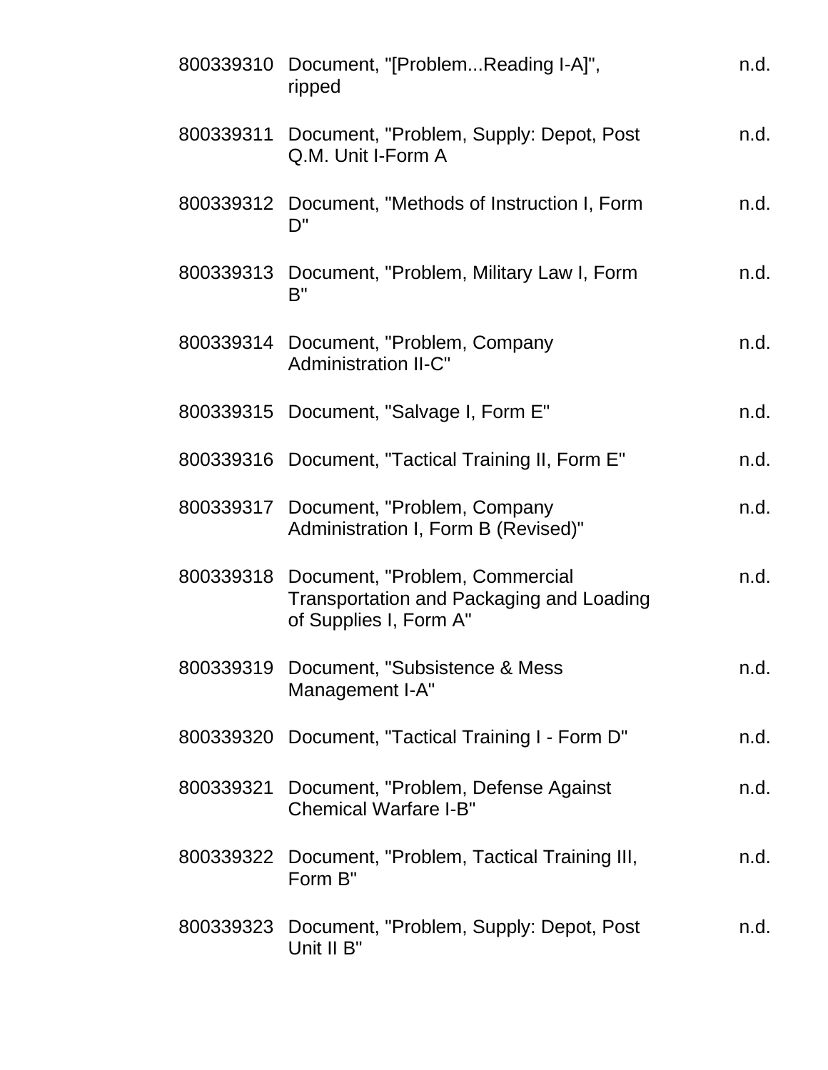| | | |
|---|---|---|
| 800339310 | Document, "[Problem...Reading I-A]", ripped | n.d. |
| 800339311 | Document, "Problem, Supply: Depot, Post Q.M. Unit I-Form A | n.d. |
| 800339312 | Document, "Methods of Instruction I, Form D" | n.d. |
| 800339313 | Document, "Problem, Military Law I, Form B" | n.d. |
| 800339314 | Document, "Problem, Company Administration II-C" | n.d. |
| 800339315 | Document, "Salvage I, Form E" | n.d. |
| 800339316 | Document, "Tactical Training II, Form E" | n.d. |
| 800339317 | Document, "Problem, Company Administration I, Form B (Revised)" | n.d. |
| 800339318 | Document, "Problem, Commercial Transportation and Packaging and Loading of Supplies I, Form A" | n.d. |
| 800339319 | Document, "Subsistence & Mess Management I-A" | n.d. |
| 800339320 | Document, "Tactical Training I - Form D" | n.d. |
| 800339321 | Document, "Problem, Defense Against Chemical Warfare I-B" | n.d. |
| 800339322 | Document, "Problem, Tactical Training III, Form B" | n.d. |
| 800339323 | Document, "Problem, Supply: Depot, Post Unit II B" | n.d. |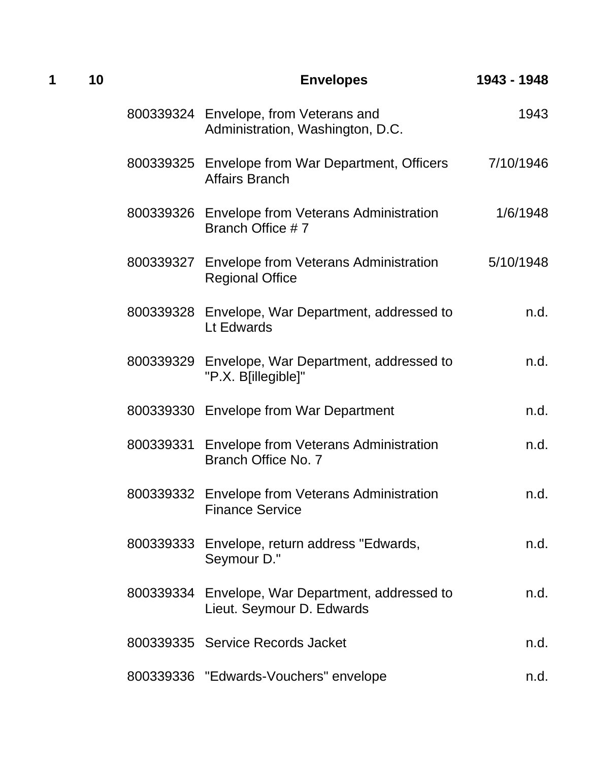| Box | Folder | ID | Title | Date |
| --- | --- | --- | --- | --- |
| **1** | **10** | | **Envelopes** | **1943 - 1948** |
| | | 800339324 | Envelope, from Veterans and Administration, Washington, D.C. | 1943 |
| | | 800339325 | Envelope from War Department, Officers Affairs Branch | 7/10/1946 |
| | | 800339326 | Envelope from Veterans Administration Branch Office # 7 | 1/6/1948 |
| | | 800339327 | Envelope from Veterans Administration Regional Office | 5/10/1948 |
| | | 800339328 | Envelope, War Department, addressed to Lt Edwards | n.d. |
| | | 800339329 | Envelope, War Department, addressed to "P.X. B[illegible]" | n.d. |
| | | 800339330 | Envelope from War Department | n.d. |
| | | 800339331 | Envelope from Veterans Administration Branch Office No. 7 | n.d. |
| | | 800339332 | Envelope from Veterans Administration Finance Service | n.d. |
| | | 800339333 | Envelope, return address "Edwards, Seymour D." | n.d. |
| | | 800339334 | Envelope, War Department, addressed to Lieut. Seymour D. Edwards | n.d. |
| | | 800339335 | Service Records Jacket | n.d. |
| | | 800339336 | "Edwards-Vouchers" envelope | n.d. |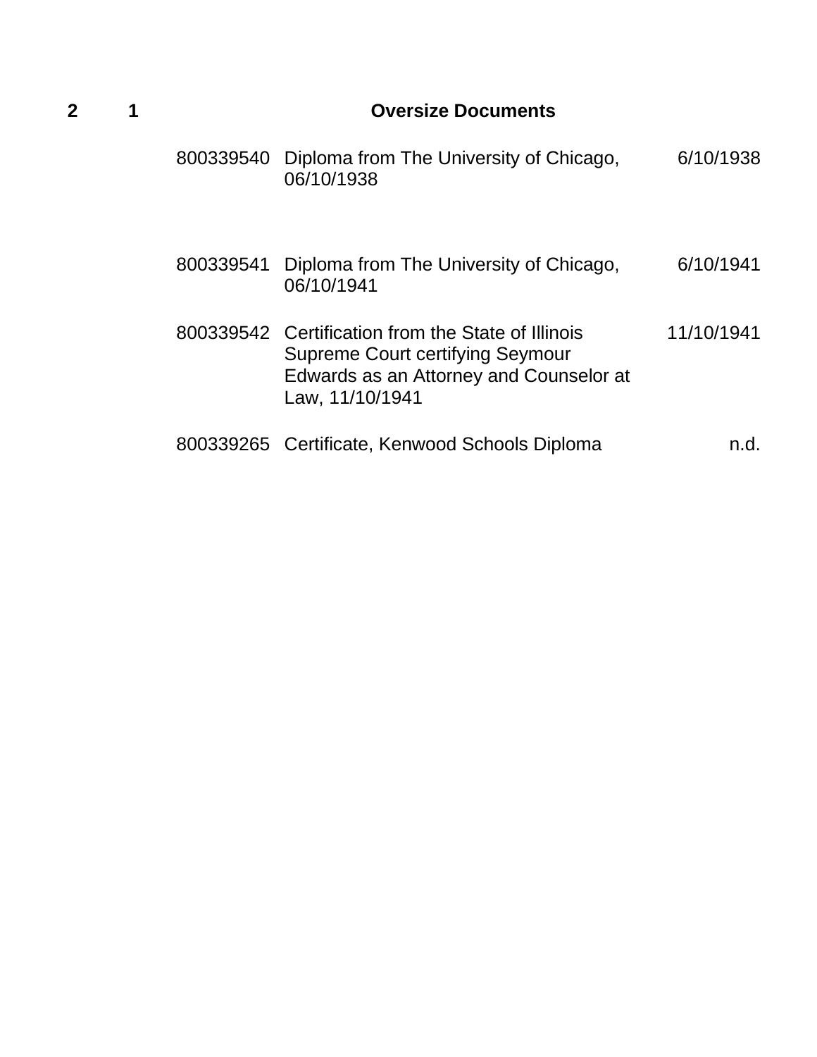| | | | | |
|---|---|---|---|---|
| **2** | **1** | | **Oversize Documents** | |
| | | 800339540 | Diploma from The University of Chicago, 06/10/1938 | 6/10/1938 |
| | | 800339541 | Diploma from The University of Chicago, 06/10/1941 | 6/10/1941 |
| | | 800339542 | Certification from the State of Illinois Supreme Court certifying Seymour Edwards as an Attorney and Counselor at Law, 11/10/1941 | 11/10/1941 |
| | | 800339265 | Certificate, Kenwood Schools Diploma | n.d. |